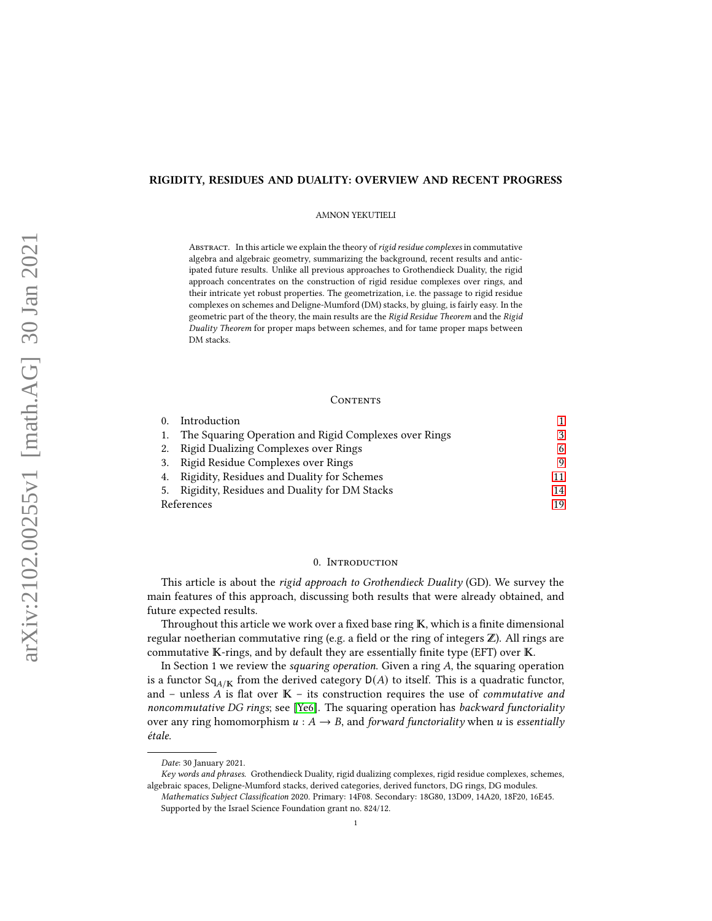# RIGIDITY, RESIDUES AND DUALITY: OVERVIEW AND RECENT PROGRESS

AMNON YEKUTIELI

Abstract. In this article we explain the theory of *rigid residue complexes* in commutative algebra and algebraic geometry, summarizing the background, recent results and anticipated future results. Unlike all previous approaches to Grothendieck Duality, the rigid approach concentrates on the construction of rigid residue complexes over rings, and their intricate yet robust properties. The geometrization, i.e. the passage to rigid residue complexes on schemes and Deligne-Mumford (DM) stacks, by gluing, is fairly easy. In the geometric part of the theory, the main results are the *Rigid Residue Theorem* and the *Rigid Duality Theorem* for proper maps between schemes, and for tame proper maps between DM stacks.

## Contents

0. Introduction — 1
1. The Squaring Operation and Rigid Complexes over Rings — 3
2. Rigid Dualizing Complexes over Rings — 6
3. Rigid Residue Complexes over Rings — 9
4. Rigidity, Residues and Duality for Schemes — 11
5. Rigidity, Residues and Duality for DM Stacks — 14

References — 19

## 0. Introduction

This article is about the *rigid approach to Grothendieck Duality* (GD). We survey the main features of this approach, discussing both results that were already obtained, and future expected results.

Throughout this article we work over a fixed base ring $\mathbb{K}$, which is a finite dimensional regular noetherian commutative ring (e.g. a field or the ring of integers $\mathbb{Z}$). All rings are commutative $\mathbb{K}$-rings, and by default they are essentially finite type (EFT) over $\mathbb{K}$.

In Section 1 we review the *squaring operation*. Given a ring $A$, the squaring operation is a functor $\operatorname{Sq}_{A/\mathbb{K}}$ from the derived category $\mathsf{D}(A)$ to itself. This is a quadratic functor, and – unless $A$ is flat over $\mathbb{K}$ – its construction requires the use of *commutative and noncommutative DG rings*; see [Ye6]. The squaring operation has *backward functoriality* over any ring homomorphism $u : A \to B$, and *forward functoriality* when $u$ is *essentially étale*.

---

*Date*: 30 January 2021.

*Key words and phrases.* Grothendieck Duality, rigid dualizing complexes, rigid residue complexes, schemes, algebraic spaces, Deligne-Mumford stacks, derived categories, derived functors, DG rings, DG modules.

*Mathematics Subject Classification* 2020. Primary: 14F08. Secondary: 18G80, 13D09, 14A20, 18F20, 16E45.

Supported by the Israel Science Foundation grant no. 824/12.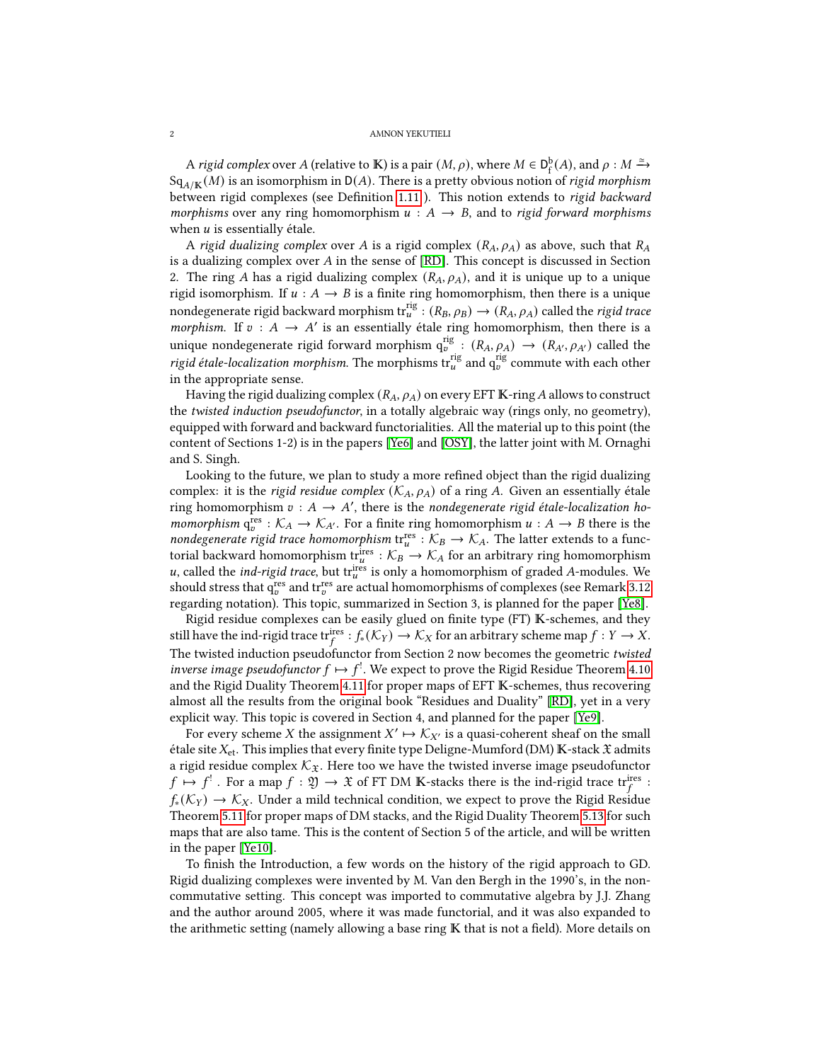A *rigid complex* over $A$ (relative to $\mathbb{K}$) is a pair $(M, \rho)$, where $M \in \mathsf{D}^{\mathrm{b}}_{\mathrm{f}}(A)$, and $\rho : M \xrightarrow{\simeq} \mathrm{Sq}_{A/\mathbb{K}}(M)$ is an isomorphism in $\mathsf{D}(A)$. There is a pretty obvious notion of *rigid morphism* between rigid complexes (see Definition 1.11). This notion extends to *rigid backward morphisms* over any ring homomorphism $u : A \to B$, and to *rigid forward morphisms* when $u$ is essentially étale.

A *rigid dualizing complex* over $A$ is a rigid complex $(R_A, \rho_A)$ as above, such that $R_A$ is a dualizing complex over $A$ in the sense of [RD]. This concept is discussed in Section 2. The ring $A$ has a rigid dualizing complex $(R_A, \rho_A)$, and it is unique up to a unique rigid isomorphism. If $u : A \to B$ is a finite ring homomorphism, then there is a unique nondegenerate rigid backward morphism $\mathrm{tr}^{\mathrm{rig}}_u : (R_B, \rho_B) \to (R_A, \rho_A)$ called the *rigid trace morphism*. If $v : A \to A'$ is an essentially étale ring homomorphism, then there is a unique nondegenerate rigid forward morphism $\mathrm{q}^{\mathrm{rig}}_v : (R_A, \rho_A) \to (R_{A'}, \rho_{A'})$ called the *rigid étale-localization morphism*. The morphisms $\mathrm{tr}^{\mathrm{rig}}_u$ and $\mathrm{q}^{\mathrm{rig}}_v$ commute with each other in the appropriate sense.

Having the rigid dualizing complex $(R_A, \rho_A)$ on every EFT $\mathbb{K}$-ring $A$ allows to construct the *twisted induction pseudofunctor*, in a totally algebraic way (rings only, no geometry), equipped with forward and backward functorialities. All the material up to this point (the content of Sections 1-2) is in the papers [Ye6] and [OSY], the latter joint with M. Ornaghi and S. Singh.

Looking to the future, we plan to study a more refined object than the rigid dualizing complex: it is the *rigid residue complex* $(\mathcal{K}_A, \rho_A)$ of a ring $A$. Given an essentially étale ring homomorphism $v : A \to A'$, there is the *nondegenerate rigid étale-localization homomorphism* $\mathrm{q}^{\mathrm{res}}_v : \mathcal{K}_A \to \mathcal{K}_{A'}$. For a finite ring homomorphism $u : A \to B$ there is the *nondegenerate rigid trace homomorphism* $\mathrm{tr}^{\mathrm{res}}_u : \mathcal{K}_B \to \mathcal{K}_A$. The latter extends to a functorial backward homomorphism $\mathrm{tr}^{\mathrm{ires}}_u : \mathcal{K}_B \to \mathcal{K}_A$ for an arbitrary ring homomorphism $u$, called the *ind-rigid trace*, but $\mathrm{tr}^{\mathrm{ires}}_u$ is only a homomorphism of graded $A$-modules. We should stress that $\mathrm{q}^{\mathrm{res}}_v$ and $\mathrm{tr}^{\mathrm{res}}_v$ are actual homomorphisms of complexes (see Remark 3.12 regarding notation). This topic, summarized in Section 3, is planned for the paper [Ye8].

Rigid residue complexes can be easily glued on finite type (FT) $\mathbb{K}$-schemes, and they still have the ind-rigid trace $\mathrm{tr}^{\mathrm{ires}}_f : f_*(\mathcal{K}_Y) \to \mathcal{K}_X$ for an arbitrary scheme map $f : Y \to X$. The twisted induction pseudofunctor from Section 2 now becomes the geometric *twisted inverse image pseudofunctor* $f \mapsto f^!$. We expect to prove the Rigid Residue Theorem 4.10 and the Rigid Duality Theorem 4.11 for proper maps of EFT $\mathbb{K}$-schemes, thus recovering almost all the results from the original book "Residues and Duality" [RD], yet in a very explicit way. This topic is covered in Section 4, and planned for the paper [Ye9].

For every scheme $X$ the assignment $X' \mapsto \mathcal{K}_{X'}$ is a quasi-coherent sheaf on the small étale site $X_{\mathrm{et}}$. This implies that every finite type Deligne-Mumford (DM) $\mathbb{K}$-stack $\mathfrak{X}$ admits a rigid residue complex $\mathcal{K}_{\mathfrak{X}}$. Here too we have the twisted inverse image pseudofunctor $f \mapsto f^!$ . For a map $f : \mathfrak{Y} \to \mathfrak{X}$ of FT DM $\mathbb{K}$-stacks there is the ind-rigid trace $\mathrm{tr}^{\mathrm{ires}}_f : f_*(\mathcal{K}_Y) \to \mathcal{K}_X$. Under a mild technical condition, we expect to prove the Rigid Residue Theorem 5.11 for proper maps of DM stacks, and the Rigid Duality Theorem 5.13 for such maps that are also tame. This is the content of Section 5 of the article, and will be written in the paper [Ye10].

To finish the Introduction, a few words on the history of the rigid approach to GD. Rigid dualizing complexes were invented by M. Van den Bergh in the 1990's, in the noncommutative setting. This concept was imported to commutative algebra by J.J. Zhang and the author around 2005, where it was made functorial, and it was also expanded to the arithmetic setting (namely allowing a base ring $\mathbb{K}$ that is not a field). More details on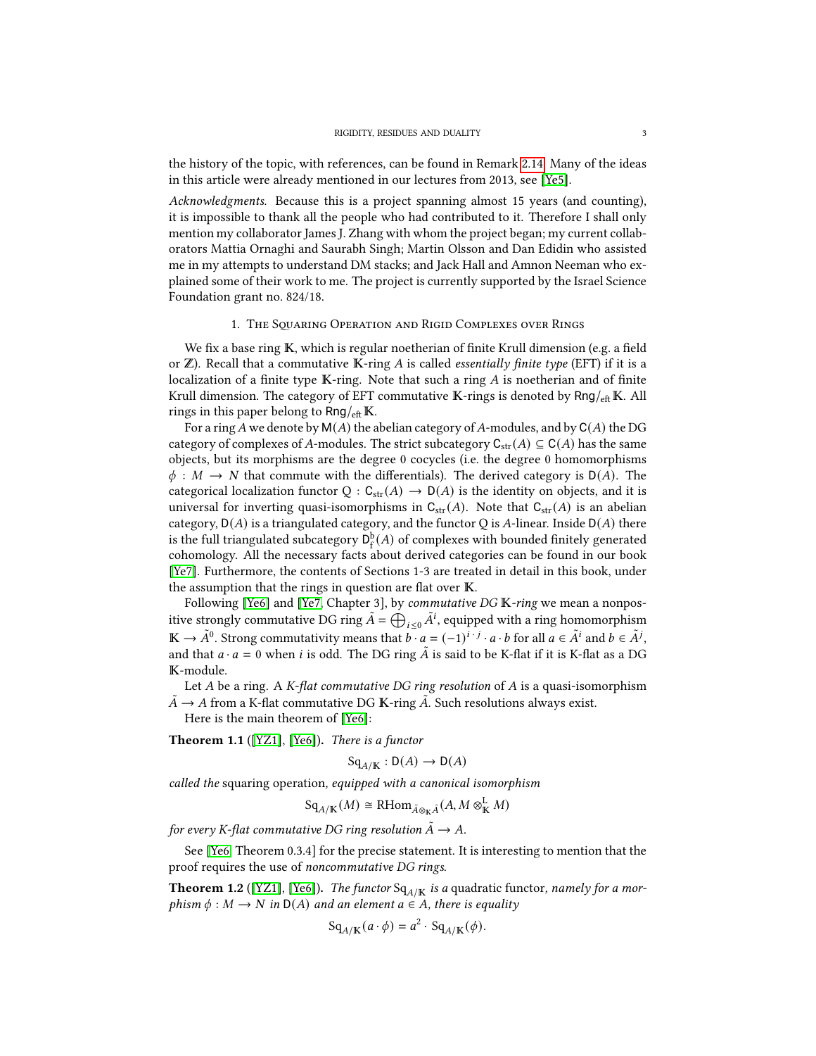the history of the topic, with references, can be found in Remark 2.14. Many of the ideas in this article were already mentioned in our lectures from 2013, see [Ye5].

*Acknowledgments.* Because this is a project spanning almost 15 years (and counting), it is impossible to thank all the people who had contributed to it. Therefore I shall only mention my collaborator James J. Zhang with whom the project began; my current collaborators Mattia Ornaghi and Saurabh Singh; Martin Olsson and Dan Edidin who assisted me in my attempts to understand DM stacks; and Jack Hall and Amnon Neeman who explained some of their work to me. The project is currently supported by the Israel Science Foundation grant no. 824/18.

## 1. The Squaring Operation and Rigid Complexes over Rings

We fix a base ring $\mathbb{K}$, which is regular noetherian of finite Krull dimension (e.g. a field or $\mathbb{Z}$). Recall that a commutative $\mathbb{K}$-ring $A$ is called *essentially finite type* (EFT) if it is a localization of a finite type $\mathbb{K}$-ring. Note that such a ring $A$ is noetherian and of finite Krull dimension. The category of EFT commutative $\mathbb{K}$-rings is denoted by $\mathsf{Rng}/_{\mathrm{eft}}\,\mathbb{K}$. All rings in this paper belong to $\mathsf{Rng}/_{\mathrm{eft}}\,\mathbb{K}$.

For a ring $A$ we denote by $\mathsf{M}(A)$ the abelian category of $A$-modules, and by $\mathsf{C}(A)$ the DG category of complexes of $A$-modules. The strict subcategory $\mathsf{C}_{\mathrm{str}}(A) \subseteq \mathsf{C}(A)$ has the same objects, but its morphisms are the degree 0 cocycles (i.e. the degree 0 homomorphisms $\phi : M \to N$ that commute with the differentials). The derived category is $\mathsf{D}(A)$. The categorical localization functor $\mathrm{Q} : \mathsf{C}_{\mathrm{str}}(A) \to \mathsf{D}(A)$ is the identity on objects, and it is universal for inverting quasi-isomorphisms in $\mathsf{C}_{\mathrm{str}}(A)$. Note that $\mathsf{C}_{\mathrm{str}}(A)$ is an abelian category, $\mathsf{D}(A)$ is a triangulated category, and the functor $\mathrm{Q}$ is $A$-linear. Inside $\mathsf{D}(A)$ there is the full triangulated subcategory $\mathsf{D}^{\mathrm{b}}_{\mathrm{f}}(A)$ of complexes with bounded finitely generated cohomology. All the necessary facts about derived categories can be found in our book [Ye7]. Furthermore, the contents of Sections 1-3 are treated in detail in this book, under the assumption that the rings in question are flat over $\mathbb{K}$.

Following [Ye6] and [Ye7, Chapter 3], by *commutative DG $\mathbb{K}$-ring* we mean a nonpositive strongly commutative DG ring $\tilde{A} = \bigoplus_{i \leq 0} \tilde{A}^i$, equipped with a ring homomorphism $\mathbb{K} \to \tilde{A}^0$. Strong commutativity means that $b \cdot a = (-1)^{i \cdot j} \cdot a \cdot b$ for all $a \in \tilde{A}^i$ and $b \in \tilde{A}^j$, and that $a \cdot a = 0$ when $i$ is odd. The DG ring $\tilde{A}$ is said to be K-flat if it is K-flat as a DG $\mathbb{K}$-module.

Let $A$ be a ring. A *K-flat commutative DG ring resolution* of $A$ is a quasi-isomorphism $\tilde{A} \to A$ from a K-flat commutative DG $\mathbb{K}$-ring $\tilde{A}$. Such resolutions always exist.

Here is the main theorem of [Ye6]:

**Theorem 1.1** ([YZ1], [Ye6])**.** *There is a functor*

$$\mathrm{Sq}_{A/\mathbb{K}} : \mathsf{D}(A) \to \mathsf{D}(A)$$

*called the* squaring operation, *equipped with a canonical isomorphism*

$$\mathrm{Sq}_{A/\mathbb{K}}(M) \cong \mathrm{RHom}_{\tilde{A} \otimes_{\mathbb{K}} \tilde{A}}(A, M \otimes^{\mathrm{L}}_{\mathbb{K}} M)$$

*for every K-flat commutative DG ring resolution $\tilde{A} \to A$.*

See [Ye6, Theorem 0.3.4] for the precise statement. It is interesting to mention that the proof requires the use of *noncommutative DG rings*.

**Theorem 1.2** ([YZ1], [Ye6])**.** *The functor $\mathrm{Sq}_{A/\mathbb{K}}$ is a* quadratic functor, *namely for a morphism $\phi : M \to N$ in $\mathsf{D}(A)$ and an element $a \in A$, there is equality*

$$\mathrm{Sq}_{A/\mathbb{K}}(a \cdot \phi) = a^2 \cdot \mathrm{Sq}_{A/\mathbb{K}}(\phi).$$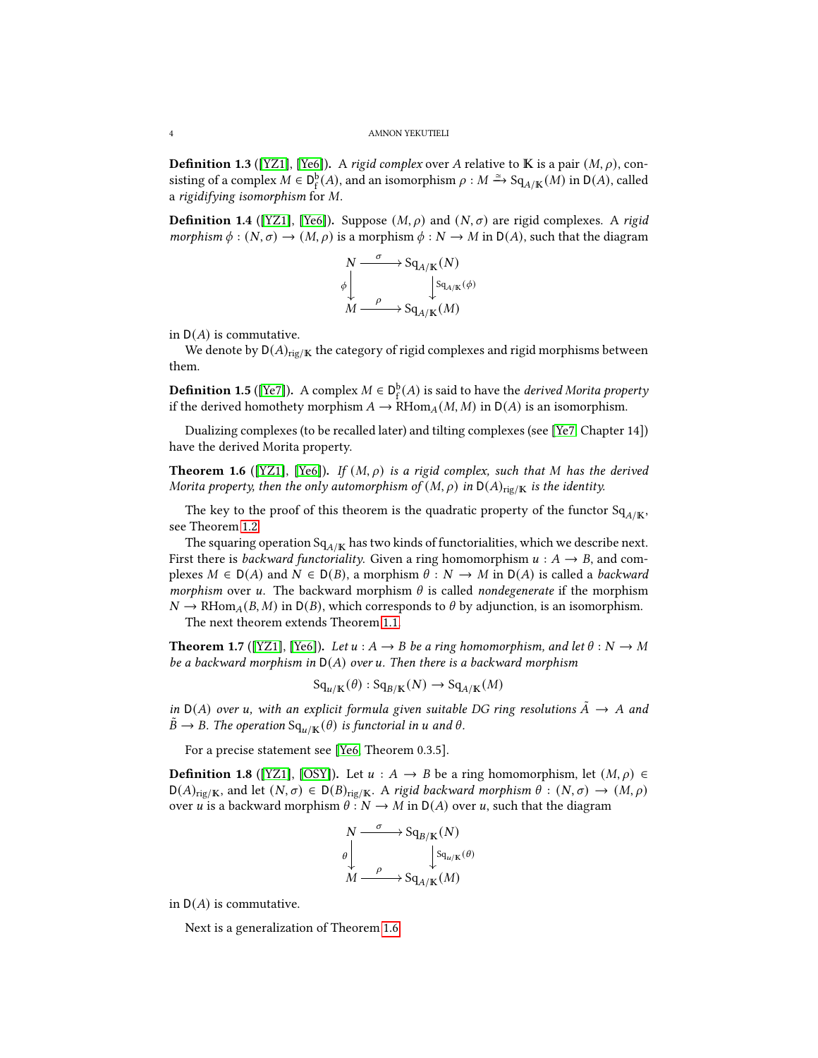**Definition 1.3** ([YZ1], [Ye6]). A *rigid complex* over $A$ relative to $\mathbb{K}$ is a pair $(M, \rho)$, consisting of a complex $M \in \mathsf{D}^{\mathrm{b}}_{\mathrm{f}}(A)$, and an isomorphism $\rho : M \xrightarrow{\simeq} \mathrm{Sq}_{A/\mathbb{K}}(M)$ in $\mathsf{D}(A)$, called a *rigidifying isomorphism* for $M$.

**Definition 1.4** ([YZ1], [Ye6]). Suppose $(M, \rho)$ and $(N, \sigma)$ are rigid complexes. A *rigid morphism* $\phi : (N, \sigma) \to (M, \rho)$ is a morphism $\phi : N \to M$ in $\mathsf{D}(A)$, such that the diagram

$$\begin{array}{ccc} N & \xrightarrow{\ \sigma\ } & \mathrm{Sq}_{A/\mathbb{K}}(N) \\ {\scriptstyle \phi}\downarrow & & \downarrow{\scriptstyle \mathrm{Sq}_{A/\mathbb{K}}(\phi)} \\ M & \xrightarrow{\ \rho\ } & \mathrm{Sq}_{A/\mathbb{K}}(M) \end{array}$$

in $\mathsf{D}(A)$ is commutative.

We denote by $\mathsf{D}(A)_{\mathrm{rig}/\mathbb{K}}$ the category of rigid complexes and rigid morphisms between them.

**Definition 1.5** ([Ye7]). A complex $M \in \mathsf{D}^{\mathrm{b}}_{\mathrm{f}}(A)$ is said to have the *derived Morita property* if the derived homothety morphism $A \to \mathrm{RHom}_A(M, M)$ in $\mathsf{D}(A)$ is an isomorphism.

Dualizing complexes (to be recalled later) and tilting complexes (see [Ye7, Chapter 14]) have the derived Morita property.

**Theorem 1.6** ([YZ1], [Ye6]). *If $(M, \rho)$ is a rigid complex, such that $M$ has the derived Morita property, then the only automorphism of $(M, \rho)$ in $\mathsf{D}(A)_{\mathrm{rig}/\mathbb{K}}$ is the identity.*

The key to the proof of this theorem is the quadratic property of the functor $\mathrm{Sq}_{A/\mathbb{K}}$, see Theorem 1.2.

The squaring operation $\mathrm{Sq}_{A/\mathbb{K}}$ has two kinds of functorialities, which we describe next. First there is *backward functoriality*. Given a ring homomorphism $u : A \to B$, and complexes $M \in \mathsf{D}(A)$ and $N \in \mathsf{D}(B)$, a morphism $\theta : N \to M$ in $\mathsf{D}(A)$ is called a *backward morphism* over $u$. The backward morphism $\theta$ is called *nondegenerate* if the morphism $N \to \mathrm{RHom}_A(B, M)$ in $\mathsf{D}(B)$, which corresponds to $\theta$ by adjunction, is an isomorphism.

The next theorem extends Theorem 1.1.

**Theorem 1.7** ([YZ1], [Ye6]). *Let $u : A \to B$ be a ring homomorphism, and let $\theta : N \to M$ be a backward morphism in $\mathsf{D}(A)$ over $u$. Then there is a backward morphism*

$$\mathrm{Sq}_{u/\mathbb{K}}(\theta) : \mathrm{Sq}_{B/\mathbb{K}}(N) \to \mathrm{Sq}_{A/\mathbb{K}}(M)$$

*in $\mathsf{D}(A)$ over $u$, with an explicit formula given suitable DG ring resolutions $\tilde{A} \to A$ and $\tilde{B} \to B$. The operation $\mathrm{Sq}_{u/\mathbb{K}}(\theta)$ is functorial in $u$ and $\theta$.*

For a precise statement see [Ye6, Theorem 0.3.5].

**Definition 1.8** ([YZ1], [OSY]). Let $u : A \to B$ be a ring homomorphism, let $(M, \rho) \in \mathsf{D}(A)_{\mathrm{rig}/\mathbb{K}}$, and let $(N, \sigma) \in \mathsf{D}(B)_{\mathrm{rig}/\mathbb{K}}$. A *rigid backward morphism* $\theta : (N, \sigma) \to (M, \rho)$ over $u$ is a backward morphism $\theta : N \to M$ in $\mathsf{D}(A)$ over $u$, such that the diagram

$$\begin{array}{ccc} N & \xrightarrow{\ \sigma\ } & \mathrm{Sq}_{B/\mathbb{K}}(N) \\ {\scriptstyle \theta}\downarrow & & \downarrow{\scriptstyle \mathrm{Sq}_{u/\mathbb{K}}(\theta)} \\ M & \xrightarrow{\ \rho\ } & \mathrm{Sq}_{A/\mathbb{K}}(M) \end{array}$$

in $\mathsf{D}(A)$ is commutative.

Next is a generalization of Theorem 1.6.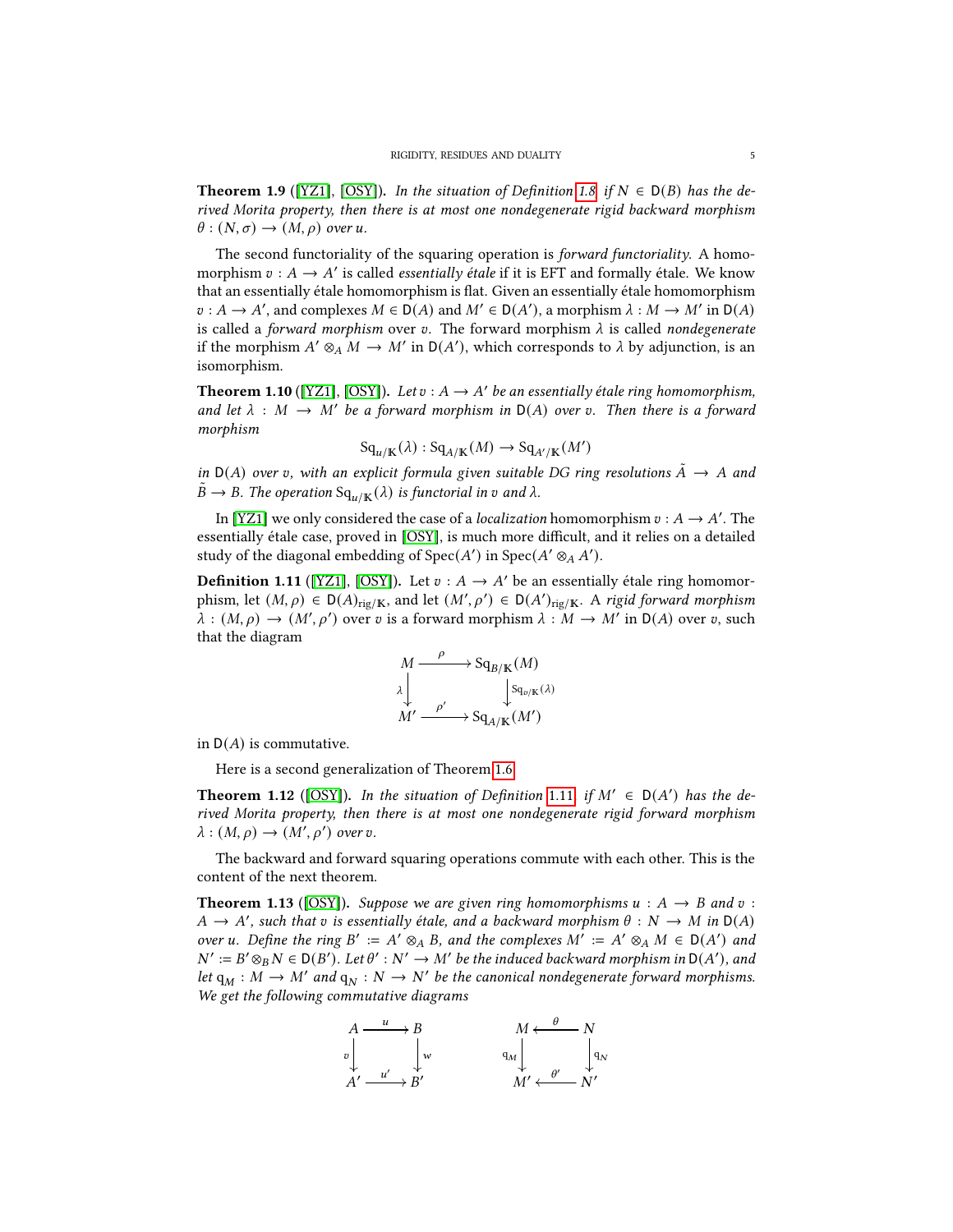**Theorem 1.9** ([YZ1], [OSY]). *In the situation of Definition 1.8, if $N \in \mathsf{D}(B)$ has the derived Morita property, then there is at most one nondegenerate rigid backward morphism $\theta : (N, \sigma) \to (M, \rho)$ over $u$.*

The second functoriality of the squaring operation is *forward functoriality*. A homomorphism $v : A \to A'$ is called *essentially étale* if it is EFT and formally étale. We know that an essentially étale homomorphism is flat. Given an essentially étale homomorphism $v : A \to A'$, and complexes $M \in \mathsf{D}(A)$ and $M' \in \mathsf{D}(A')$, a morphism $\lambda : M \to M'$ in $\mathsf{D}(A)$ is called a *forward morphism* over $v$. The forward morphism $\lambda$ is called *nondegenerate* if the morphism $A' \otimes_A M \to M'$ in $\mathsf{D}(A')$, which corresponds to $\lambda$ by adjunction, is an isomorphism.

**Theorem 1.10** ([YZ1], [OSY]). *Let $v : A \to A'$ be an essentially étale ring homomorphism, and let $\lambda : M \to M'$ be a forward morphism in $\mathsf{D}(A)$ over $v$. Then there is a forward morphism*

$$\mathrm{Sq}_{u/\mathbb{K}}(\lambda) : \mathrm{Sq}_{A/\mathbb{K}}(M) \to \mathrm{Sq}_{A'/\mathbb{K}}(M')$$

*in $\mathsf{D}(A)$ over $v$, with an explicit formula given suitable DG ring resolutions $\tilde{A} \to A$ and $\tilde{B} \to B$. The operation $\mathrm{Sq}_{u/\mathbb{K}}(\lambda)$ is functorial in $v$ and $\lambda$.*

In [YZ1] we only considered the case of a *localization* homomorphism $v : A \to A'$. The essentially étale case, proved in [OSY], is much more difficult, and it relies on a detailed study of the diagonal embedding of $\operatorname{Spec}(A')$ in $\operatorname{Spec}(A' \otimes_A A')$.

**Definition 1.11** ([YZ1], [OSY]). Let $v : A \to A'$ be an essentially étale ring homomorphism, let $(M, \rho) \in \mathsf{D}(A)_{\mathrm{rig}/\mathbb{K}}$, and let $(M', \rho') \in \mathsf{D}(A')_{\mathrm{rig}/\mathbb{K}}$. A *rigid forward morphism* $\lambda : (M, \rho) \to (M', \rho')$ over $v$ is a forward morphism $\lambda : M \to M'$ in $\mathsf{D}(A)$ over $v$, such that the diagram

$$\begin{array}{ccc} M & \xrightarrow{\ \rho\ } & \mathrm{Sq}_{B/\mathbb{K}}(M) \\ {\scriptstyle\lambda}\downarrow & & \downarrow{\scriptstyle \mathrm{Sq}_{v/\mathbb{K}}(\lambda)} \\ M' & \xrightarrow{\ \rho'\ } & \mathrm{Sq}_{A/\mathbb{K}}(M') \end{array}$$

in $\mathsf{D}(A)$ is commutative.

Here is a second generalization of Theorem 1.6.

**Theorem 1.12** ([OSY]). *In the situation of Definition 1.11, if $M' \in \mathsf{D}(A')$ has the derived Morita property, then there is at most one nondegenerate rigid forward morphism $\lambda : (M, \rho) \to (M', \rho')$ over $v$.*

The backward and forward squaring operations commute with each other. This is the content of the next theorem.

**Theorem 1.13** ([OSY]). *Suppose we are given ring homomorphisms $u : A \to B$ and $v : A \to A'$, such that $v$ is essentially étale, and a backward morphism $\theta : N \to M$ in $\mathsf{D}(A)$ over $u$. Define the ring $B' := A' \otimes_A B$, and the complexes $M' := A' \otimes_A M \in \mathsf{D}(A')$ and $N' := B' \otimes_B N \in \mathsf{D}(B')$. Let $\theta' : N' \to M'$ be the induced backward morphism in $\mathsf{D}(A')$, and let $\mathrm{q}_M : M \to M'$ and $\mathrm{q}_N : N \to N'$ be the canonical nondegenerate forward morphisms. We get the following commutative diagrams*

$$\begin{array}{ccc} A & \xrightarrow{\ u\ } & B \\ {\scriptstyle v}\downarrow & & \downarrow{\scriptstyle w} \\ A' & \xrightarrow{\ u'\ } & B' \end{array} \qquad\qquad \begin{array}{ccc} M & \xleftarrow{\ \theta\ } & N \\ {\scriptstyle \mathrm{q}_M}\downarrow & & \downarrow{\scriptstyle \mathrm{q}_N} \\ M' & \xleftarrow{\ \theta'\ } & N' \end{array}$$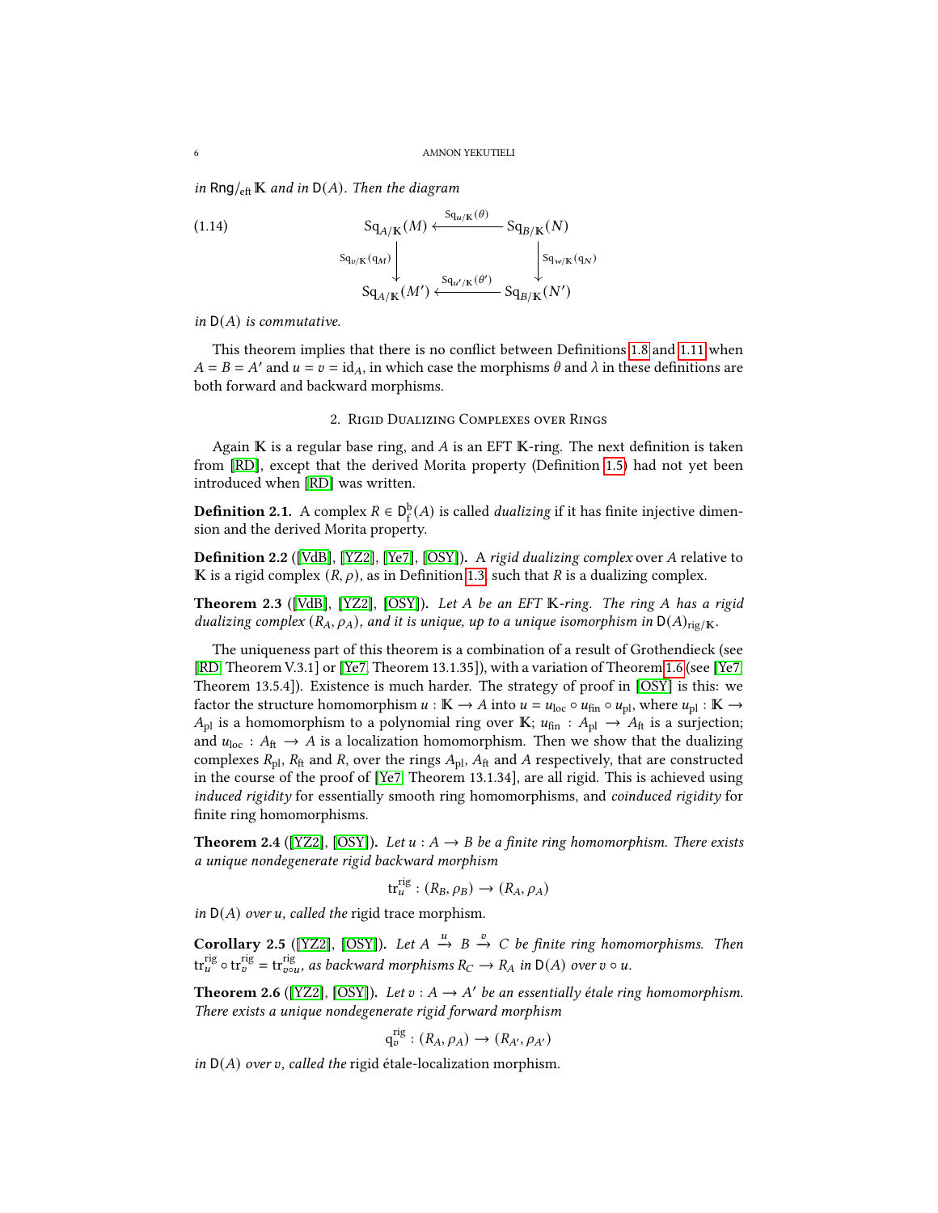*in* $\mathsf{Rng}/_{\mathrm{eft}}\,\mathbb{K}$ *and in* $\mathsf{D}(A)$*. Then the diagram*

$$
\begin{array}{ccc}
\mathrm{Sq}_{A/\mathbb{K}}(M) & \xleftarrow{\ \mathrm{Sq}_{u/\mathbb{K}}(\theta)\ } & \mathrm{Sq}_{B/\mathbb{K}}(N) \\
\big\downarrow {\scriptstyle \mathrm{Sq}_{v/\mathbb{K}}(\mathrm{q}_M)} & & \big\downarrow {\scriptstyle \mathrm{Sq}_{w/\mathbb{K}}(\mathrm{q}_N)} \\
\mathrm{Sq}_{A/\mathbb{K}}(M') & \xleftarrow{\ \mathrm{Sq}_{u'/\mathbb{K}}(\theta')\ } & \mathrm{Sq}_{B/\mathbb{K}}(N')
\end{array}
\tag{1.14}
$$

*in* $\mathsf{D}(A)$ *is commutative.*

This theorem implies that there is no conflict between Definitions 1.8 and 1.11 when $A = B = A'$ and $u = v = \mathrm{id}_A$, in which case the morphisms $\theta$ and $\lambda$ in these definitions are both forward and backward morphisms.

## 2. Rigid Dualizing Complexes over Rings

Again $\mathbb{K}$ is a regular base ring, and $A$ is an EFT $\mathbb{K}$-ring. The next definition is taken from [RD], except that the derived Morita property (Definition 1.5) had not yet been introduced when [RD] was written.

**Definition 2.1.** A complex $R \in \mathsf{D}^{\mathrm{b}}_{\mathrm{f}}(A)$ is called *dualizing* if it has finite injective dimension and the derived Morita property.

**Definition 2.2** ([VdB], [YZ2], [Ye7], [OSY])**.** A *rigid dualizing complex* over $A$ relative to $\mathbb{K}$ is a rigid complex $(R, \rho)$, as in Definition 1.3, such that $R$ is a dualizing complex.

**Theorem 2.3** ([VdB], [YZ2], [OSY])**.** *Let $A$ be an EFT $\mathbb{K}$-ring. The ring $A$ has a rigid dualizing complex $(R_A, \rho_A)$, and it is unique, up to a unique isomorphism in $\mathsf{D}(A)_{\mathrm{rig}/\mathbb{K}}$.*

The uniqueness part of this theorem is a combination of a result of Grothendieck (see [RD, Theorem V.3.1] or [Ye7, Theorem 13.1.35]), with a variation of Theorem 1.6 (see [Ye7, Theorem 13.5.4]). Existence is much harder. The strategy of proof in [OSY] is this: we factor the structure homomorphism $u : \mathbb{K} \to A$ into $u = u_{\mathrm{loc}} \circ u_{\mathrm{fin}} \circ u_{\mathrm{pl}}$, where $u_{\mathrm{pl}} : \mathbb{K} \to A_{\mathrm{pl}}$ is a homomorphism to a polynomial ring over $\mathbb{K}$; $u_{\mathrm{fin}} : A_{\mathrm{pl}} \to A_{\mathrm{ft}}$ is a surjection; and $u_{\mathrm{loc}} : A_{\mathrm{ft}} \to A$ is a localization homomorphism. Then we show that the dualizing complexes $R_{\mathrm{pl}}$, $R_{\mathrm{ft}}$ and $R$, over the rings $A_{\mathrm{pl}}$, $A_{\mathrm{ft}}$ and $A$ respectively, that are constructed in the course of the proof of [Ye7, Theorem 13.1.34], are all rigid. This is achieved using *induced rigidity* for essentially smooth ring homomorphisms, and *coinduced rigidity* for finite ring homomorphisms.

**Theorem 2.4** ([YZ2], [OSY])**.** *Let $u : A \to B$ be a finite ring homomorphism. There exists a unique nondegenerate rigid backward morphism*

$$\mathrm{tr}^{\mathrm{rig}}_u : (R_B, \rho_B) \to (R_A, \rho_A)$$

*in* $\mathsf{D}(A)$ *over $u$, called the* rigid trace morphism*.*

**Corollary 2.5** ([YZ2], [OSY])**.** *Let $A \xrightarrow{u} B \xrightarrow{v} C$ be finite ring homomorphisms. Then $\mathrm{tr}^{\mathrm{rig}}_u \circ \mathrm{tr}^{\mathrm{rig}}_v = \mathrm{tr}^{\mathrm{rig}}_{v \circ u}$, as backward morphisms $R_C \to R_A$ in $\mathsf{D}(A)$ over $v \circ u$.*

**Theorem 2.6** ([YZ2], [OSY])**.** *Let $v : A \to A'$ be an essentially étale ring homomorphism. There exists a unique nondegenerate rigid forward morphism*

$$\mathrm{q}^{\mathrm{rig}}_v : (R_A, \rho_A) \to (R_{A'}, \rho_{A'})$$

*in* $\mathsf{D}(A)$ *over $v$, called the* rigid étale-localization morphism*.*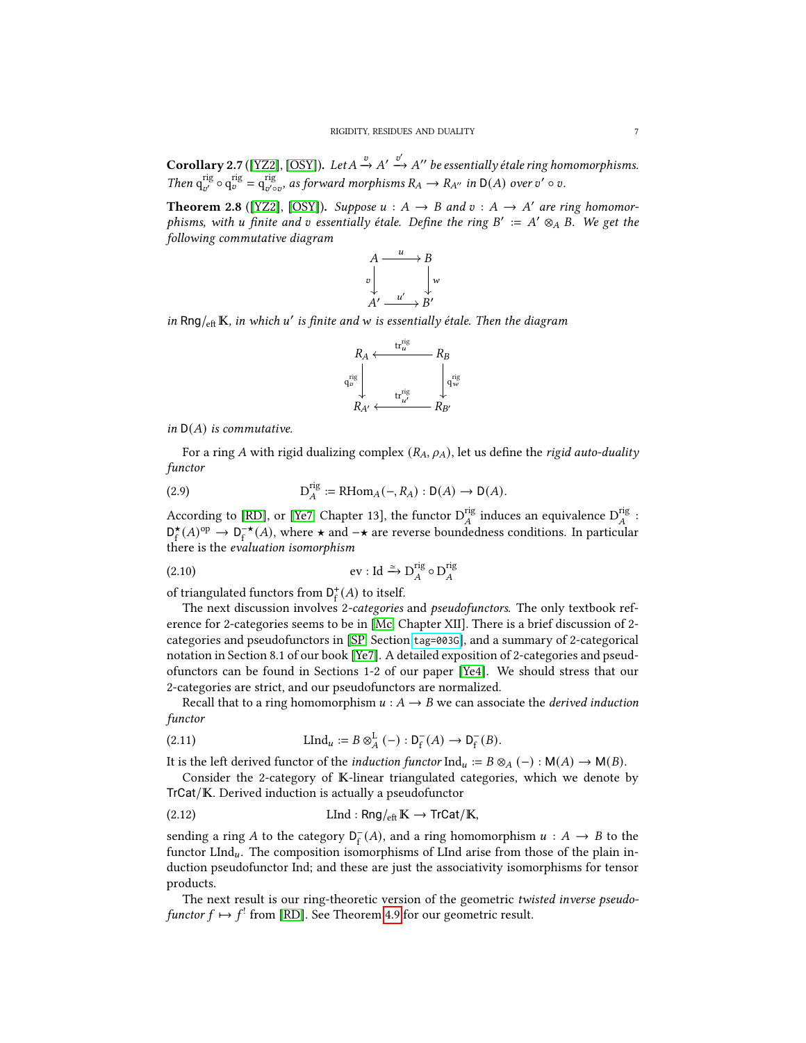**Corollary 2.7** ([YZ2], [OSY])**.** *Let $A \xrightarrow{v} A' \xrightarrow{v'} A''$ be essentially étale ring homomorphisms. Then $\mathrm{q}^{\mathrm{rig}}_{v'} \circ \mathrm{q}^{\mathrm{rig}}_{v} = \mathrm{q}^{\mathrm{rig}}_{v' \circ v}$, as forward morphisms $R_A \to R_{A''}$ in $\mathsf{D}(A)$ over $v' \circ v$.*

**Theorem 2.8** ([YZ2], [OSY])**.** *Suppose $u : A \to B$ and $v : A \to A'$ are ring homomorphisms, with $u$ finite and $v$ essentially étale. Define the ring $B' := A' \otimes_A B$. We get the following commutative diagram*

$$\begin{array}{ccc} A & \xrightarrow{\;u\;} & B \\ {\scriptstyle v}\downarrow & & \downarrow{\scriptstyle w} \\ A' & \xrightarrow{\;u'\;} & B' \end{array}$$

*in $\mathsf{Rng}/_{\mathrm{eft}}\,\mathbb{K}$, in which $u'$ is finite and $w$ is essentially étale. Then the diagram*

$$\begin{array}{ccc} R_A & \xleftarrow{\;\mathrm{tr}^{\mathrm{rig}}_{u}\;} & R_B \\ {\scriptstyle \mathrm{q}^{\mathrm{rig}}_{v}}\downarrow & & \downarrow{\scriptstyle \mathrm{q}^{\mathrm{rig}}_{w}} \\ R_{A'} & \xleftarrow{\;\mathrm{tr}^{\mathrm{rig}}_{u'}\;} & R_{B'} \end{array}$$

*in $\mathsf{D}(A)$ is commutative.*

For a ring $A$ with rigid dualizing complex $(R_A, \rho_A)$, let us define the *rigid auto-duality functor*

$$\mathrm{D}^{\mathrm{rig}}_A := \mathrm{RHom}_A(-, R_A) : \mathsf{D}(A) \to \mathsf{D}(A). \tag{2.9}$$

According to [RD], or [Ye7, Chapter 13], the functor $\mathrm{D}^{\mathrm{rig}}_A$ induces an equivalence $\mathrm{D}^{\mathrm{rig}}_A : \mathsf{D}^{\star}_{\mathrm{f}}(A)^{\mathrm{op}} \to \mathsf{D}^{-\star}_{\mathrm{f}}(A)$, where $\star$ and $-\star$ are reverse boundedness conditions. In particular there is the *evaluation isomorphism*

$$\mathrm{ev} : \mathrm{Id} \xrightarrow{\simeq} \mathrm{D}^{\mathrm{rig}}_A \circ \mathrm{D}^{\mathrm{rig}}_A \tag{2.10}$$

of triangulated functors from $\mathsf{D}^{+}_{\mathrm{f}}(A)$ to itself.

The next discussion involves 2*-categories* and *pseudofunctors*. The only textbook reference for 2-categories seems to be in [Mc, Chapter XII]. There is a brief discussion of 2-categories and pseudofunctors in [SP, Section tag=003G], and a summary of 2-categorical notation in Section 8.1 of our book [Ye7]. A detailed exposition of 2-categories and pseudofunctors can be found in Sections 1-2 of our paper [Ye4]. We should stress that our 2-categories are strict, and our pseudofunctors are normalized.

Recall that to a ring homomorphism $u : A \to B$ we can associate the *derived induction functor*

$$\mathrm{LInd}_u := B \otimes^{\mathrm{L}}_A (-) : \mathsf{D}^{-}_{\mathrm{f}}(A) \to \mathsf{D}^{-}_{\mathrm{f}}(B). \tag{2.11}$$

It is the left derived functor of the *induction functor* $\mathrm{Ind}_u := B \otimes_A (-) : \mathsf{M}(A) \to \mathsf{M}(B)$.

Consider the 2-category of $\mathbb{K}$-linear triangulated categories, which we denote by $\mathsf{TrCat}/\mathbb{K}$. Derived induction is actually a pseudofunctor

$$\mathrm{LInd} : \mathsf{Rng}/_{\mathrm{eft}}\,\mathbb{K} \to \mathsf{TrCat}/\mathbb{K}, \tag{2.12}$$

sending a ring $A$ to the category $\mathsf{D}^{-}_{\mathrm{f}}(A)$, and a ring homomorphism $u : A \to B$ to the functor $\mathrm{LInd}_u$. The composition isomorphisms of LInd arise from those of the plain induction pseudofunctor Ind; and these are just the associativity isomorphisms for tensor products.

The next result is our ring-theoretic version of the geometric *twisted inverse pseudofunctor* $f \mapsto f^{!}$ from [RD]. See Theorem 4.9 for our geometric result.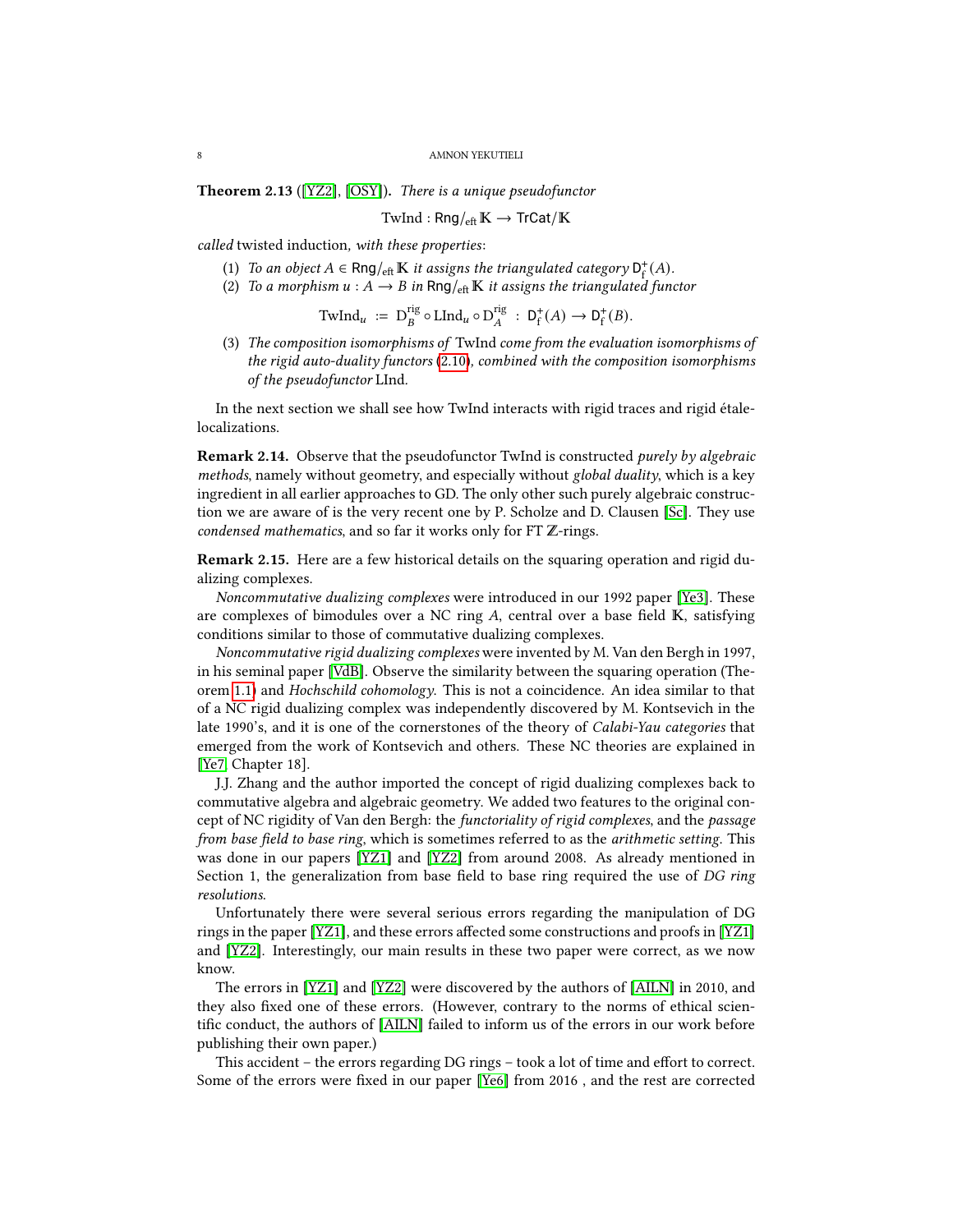**Theorem 2.13** ([YZ2], [OSY]). *There is a unique pseudofunctor*

$$\mathrm{TwInd} : \mathsf{Rng}/_{\mathrm{eft}}\, \mathbb{K} \to \mathsf{TrCat}/\mathbb{K}$$

*called* twisted induction, *with these properties*:

(1) *To an object $A \in \mathsf{Rng}/_{\mathrm{eft}}\, \mathbb{K}$ it assigns the triangulated category $\mathsf{D}^+_{\mathrm{f}}(A)$.*
(2) *To a morphism $u : A \to B$ in $\mathsf{Rng}/_{\mathrm{eft}}\, \mathbb{K}$ it assigns the triangulated functor*

$$\mathrm{TwInd}_u \ := \ \mathrm{D}^{\mathrm{rig}}_B \circ \mathrm{LInd}_u \circ \mathrm{D}^{\mathrm{rig}}_A \ : \ \mathsf{D}^+_{\mathrm{f}}(A) \to \mathsf{D}^+_{\mathrm{f}}(B).$$

(3) *The composition isomorphisms of* TwInd *come from the evaluation isomorphisms of the rigid auto-duality functors* (2.10)*, combined with the composition isomorphisms of the pseudofunctor* LInd*.*

In the next section we shall see how TwInd interacts with rigid traces and rigid étale-localizations.

**Remark 2.14.** Observe that the pseudofunctor TwInd is constructed *purely by algebraic methods*, namely without geometry, and especially without *global duality*, which is a key ingredient in all earlier approaches to GD. The only other such purely algebraic construction we are aware of is the very recent one by P. Scholze and D. Clausen [Sc]. They use *condensed mathematics*, and so far it works only for FT $\mathbb{Z}$-rings.

**Remark 2.15.** Here are a few historical details on the squaring operation and rigid dualizing complexes.

*Noncommutative dualizing complexes* were introduced in our 1992 paper [Ye3]. These are complexes of bimodules over a NC ring $A$, central over a base field $\mathbb{K}$, satisfying conditions similar to those of commutative dualizing complexes.

*Noncommutative rigid dualizing complexes* were invented by M. Van den Bergh in 1997, in his seminal paper [VdB]. Observe the similarity between the squaring operation (Theorem 1.1) and *Hochschild cohomology*. This is not a coincidence. An idea similar to that of a NC rigid dualizing complex was independently discovered by M. Kontsevich in the late 1990's, and it is one of the cornerstones of the theory of *Calabi-Yau categories* that emerged from the work of Kontsevich and others. These NC theories are explained in [Ye7, Chapter 18].

J.J. Zhang and the author imported the concept of rigid dualizing complexes back to commutative algebra and algebraic geometry. We added two features to the original concept of NC rigidity of Van den Bergh: the *functoriality of rigid complexes*, and the *passage from base field to base ring*, which is sometimes referred to as the *arithmetic setting*. This was done in our papers [YZ1] and [YZ2] from around 2008. As already mentioned in Section 1, the generalization from base field to base ring required the use of *DG ring resolutions*.

Unfortunately there were several serious errors regarding the manipulation of DG rings in the paper [YZ1], and these errors affected some constructions and proofs in [YZ1] and [YZ2]. Interestingly, our main results in these two paper were correct, as we now know.

The errors in [YZ1] and [YZ2] were discovered by the authors of [AILN] in 2010, and they also fixed one of these errors. (However, contrary to the norms of ethical scientific conduct, the authors of [AILN] failed to inform us of the errors in our work before publishing their own paper.)

This accident – the errors regarding DG rings – took a lot of time and effort to correct. Some of the errors were fixed in our paper [Ye6] from 2016 , and the rest are corrected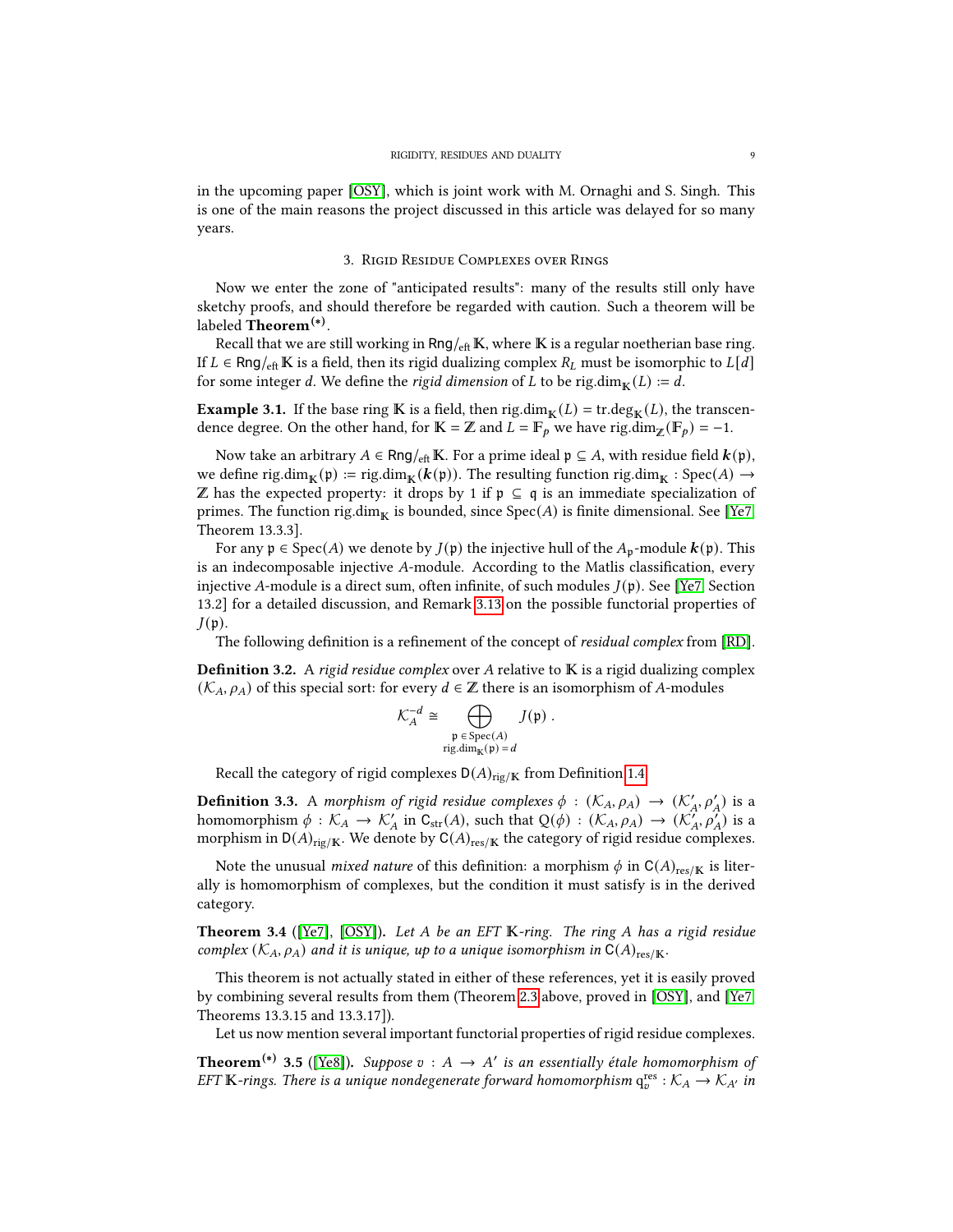in the upcoming paper [OSY], which is joint work with M. Ornaghi and S. Singh. This is one of the main reasons the project discussed in this article was delayed for so many years.

## 3. Rigid Residue Complexes over Rings

Now we enter the zone of "anticipated results": many of the results still only have sketchy proofs, and should therefore be regarded with caution. Such a theorem will be labeled **Theorem**$^{(*)}$.

Recall that we are still working in $\mathsf{Rng}/_{\mathrm{eft}}\,\mathbb{K}$, where $\mathbb{K}$ is a regular noetherian base ring. If $L \in \mathsf{Rng}/_{\mathrm{eft}}\,\mathbb{K}$ is a field, then its rigid dualizing complex $R_L$ must be isomorphic to $L[d]$ for some integer $d$. We define the *rigid dimension* of $L$ to be $\operatorname{rig.dim}_{\mathbb{K}}(L) := d$.

**Example 3.1.** If the base ring $\mathbb{K}$ is a field, then $\operatorname{rig.dim}_{\mathbb{K}}(L) = \operatorname{tr.deg}_{\mathbb{K}}(L)$, the transcendence degree. On the other hand, for $\mathbb{K} = \mathbb{Z}$ and $L = \mathbb{F}_p$ we have $\operatorname{rig.dim}_{\mathbb{Z}}(\mathbb{F}_p) = -1$.

Now take an arbitrary $A \in \mathsf{Rng}/_{\mathrm{eft}}\,\mathbb{K}$. For a prime ideal $\mathfrak{p} \subseteq A$, with residue field $\boldsymbol{k}(\mathfrak{p})$, we define $\operatorname{rig.dim}_{\mathbb{K}}(\mathfrak{p}) := \operatorname{rig.dim}_{\mathbb{K}}(\boldsymbol{k}(\mathfrak{p}))$. The resulting function $\operatorname{rig.dim}_{\mathbb{K}} : \operatorname{Spec}(A) \to \mathbb{Z}$ has the expected property: it drops by $1$ if $\mathfrak{p} \subseteq \mathfrak{q}$ is an immediate specialization of primes. The function $\operatorname{rig.dim}_{\mathbb{K}}$ is bounded, since $\operatorname{Spec}(A)$ is finite dimensional. See [Ye7, Theorem 13.3.3].

For any $\mathfrak{p} \in \operatorname{Spec}(A)$ we denote by $J(\mathfrak{p})$ the injective hull of the $A_{\mathfrak{p}}$-module $\boldsymbol{k}(\mathfrak{p})$. This is an indecomposable injective $A$-module. According to the Matlis classification, every injective $A$-module is a direct sum, often infinite, of such modules $J(\mathfrak{p})$. See [Ye7, Section 13.2] for a detailed discussion, and Remark 3.13 on the possible functorial properties of $J(\mathfrak{p})$.

The following definition is a refinement of the concept of *residual complex* from [RD].

**Definition 3.2.** A *rigid residue complex* over $A$ relative to $\mathbb{K}$ is a rigid dualizing complex $(\mathcal{K}_A, \rho_A)$ of this special sort: for every $d \in \mathbb{Z}$ there is an isomorphism of $A$-modules

$$\mathcal{K}_A^{-d} \cong \bigoplus_{\substack{\mathfrak{p} \in \operatorname{Spec}(A) \\ \operatorname{rig.dim}_{\mathbb{K}}(\mathfrak{p}) = d}} J(\mathfrak{p}) \ .$$

Recall the category of rigid complexes $\mathsf{D}(A)_{\mathrm{rig}/\mathbb{K}}$ from Definition 1.4.

**Definition 3.3.** A *morphism of rigid residue complexes* $\phi : (\mathcal{K}_A, \rho_A) \to (\mathcal{K}'_A, \rho'_A)$ is a homomorphism $\phi : \mathcal{K}_A \to \mathcal{K}'_A$ in $\mathsf{C}_{\mathrm{str}}(A)$, such that $\mathrm{Q}(\phi) : (\mathcal{K}_A, \rho_A) \to (\mathcal{K}'_A, \rho'_A)$ is a morphism in $\mathsf{D}(A)_{\mathrm{rig}/\mathbb{K}}$. We denote by $\mathsf{C}(A)_{\mathrm{res}/\mathbb{K}}$ the category of rigid residue complexes.

Note the unusual *mixed nature* of this definition: a morphism $\phi$ in $\mathsf{C}(A)_{\mathrm{res}/\mathbb{K}}$ is literally is homomorphism of complexes, but the condition it must satisfy is in the derived category.

**Theorem 3.4** ([Ye7], [OSY])**.** *Let $A$ be an EFT $\mathbb{K}$-ring. The ring $A$ has a rigid residue complex $(\mathcal{K}_A, \rho_A)$ and it is unique, up to a unique isomorphism in $\mathsf{C}(A)_{\mathrm{res}/\mathbb{K}}$.*

This theorem is not actually stated in either of these references, yet it is easily proved by combining several results from them (Theorem 2.3 above, proved in [OSY], and [Ye7, Theorems 13.3.15 and 13.3.17]).

Let us now mention several important functorial properties of rigid residue complexes.

**Theorem**$^{(*)}$ **3.5** ([Ye8])**.** *Suppose $v : A \to A'$ is an essentially étale homomorphism of EFT $\mathbb{K}$-rings. There is a unique nondegenerate forward homomorphism $\mathrm{q}^{\mathrm{res}}_v : \mathcal{K}_A \to \mathcal{K}_{A'}$ in*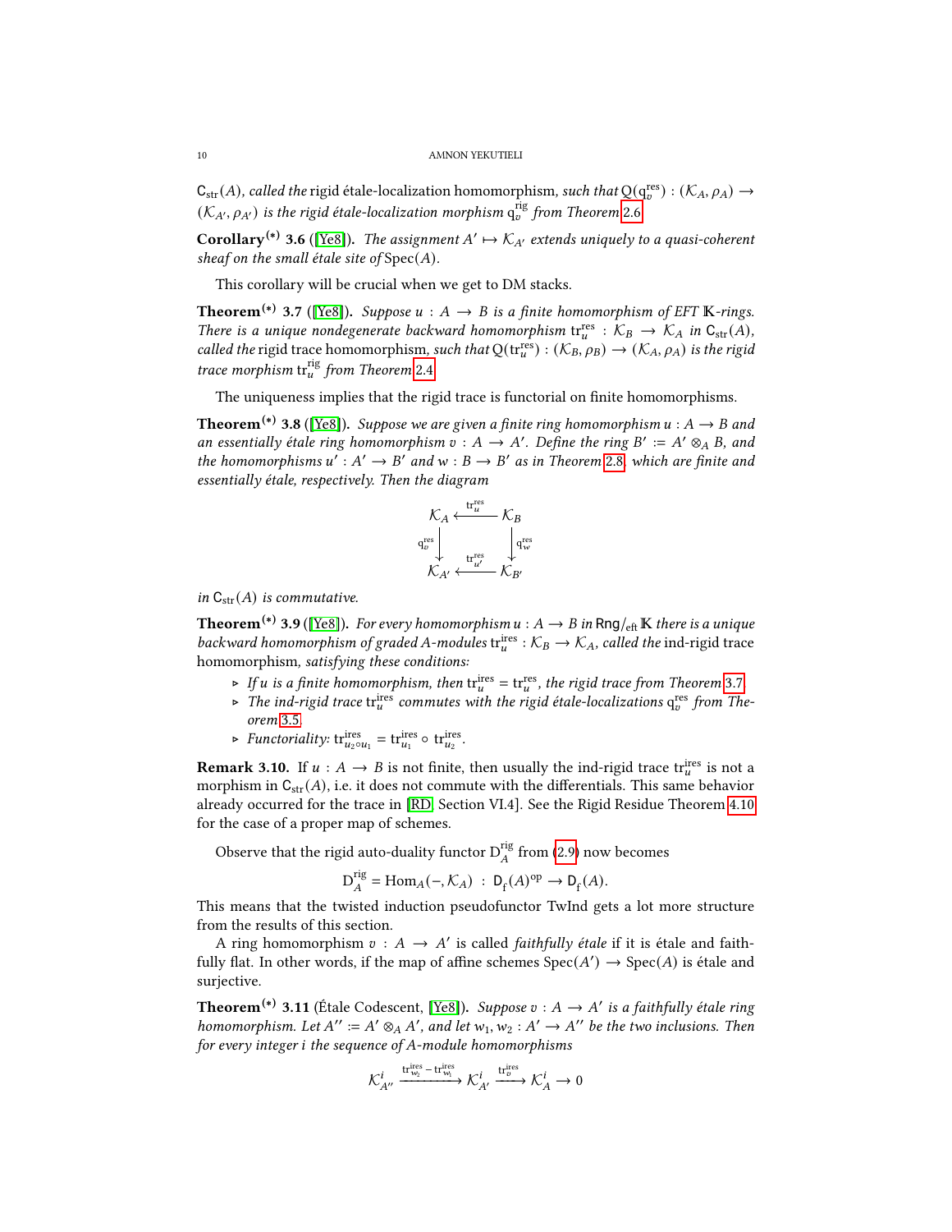$\mathsf{C}_{\mathrm{str}}(A)$, *called the* rigid étale-localization homomorphism, *such that* $\mathrm{Q}(\mathrm{q}_v^{\mathrm{res}}) : (\mathcal{K}_A, \rho_A) \to (\mathcal{K}_{A'}, \rho_{A'})$ *is the rigid étale-localization morphism* $\mathrm{q}_v^{\mathrm{rig}}$ *from Theorem* 2.6*.*

**Corollary**$^{(*)}$ **3.6** ([Ye8]). *The assignment* $A' \mapsto \mathcal{K}_{A'}$ *extends uniquely to a quasi-coherent sheaf on the small étale site of* $\operatorname{Spec}(A)$*.*

This corollary will be crucial when we get to DM stacks.

**Theorem**$^{(*)}$ **3.7** ([Ye8]). *Suppose* $u : A \to B$ *is a finite homomorphism of EFT* $\mathbb{K}$*-rings. There is a unique nondegenerate backward homomorphism* $\mathrm{tr}_u^{\mathrm{res}} : \mathcal{K}_B \to \mathcal{K}_A$ *in* $\mathsf{C}_{\mathrm{str}}(A)$*, called the* rigid trace homomorphism, *such that* $\mathrm{Q}(\mathrm{tr}_u^{\mathrm{res}}) : (\mathcal{K}_B, \rho_B) \to (\mathcal{K}_A, \rho_A)$ *is the rigid trace morphism* $\mathrm{tr}_u^{\mathrm{rig}}$ *from Theorem* 2.4*.*

The uniqueness implies that the rigid trace is functorial on finite homomorphisms.

**Theorem**$^{(*)}$ **3.8** ([Ye8]). *Suppose we are given a finite ring homomorphism* $u : A \to B$ *and an essentially étale ring homomorphism* $v : A \to A'$*. Define the ring* $B' := A' \otimes_A B$*, and the homomorphisms* $u' : A' \to B'$ *and* $w : B \to B'$ *as in Theorem* 2.8*, which are finite and essentially étale, respectively. Then the diagram*

$$\begin{array}{ccc} \mathcal{K}_A & \xleftarrow{\ \mathrm{tr}_u^{\mathrm{res}}\ } & \mathcal{K}_B \\ {\scriptstyle \mathrm{q}_v^{\mathrm{res}}}\downarrow & & \downarrow{\scriptstyle \mathrm{q}_w^{\mathrm{res}}} \\ \mathcal{K}_{A'} & \xleftarrow{\ \mathrm{tr}_{u'}^{\mathrm{res}}\ } & \mathcal{K}_{B'} \end{array}$$

*in* $\mathsf{C}_{\mathrm{str}}(A)$ *is commutative.*

**Theorem**$^{(*)}$ **3.9** ([Ye8]). *For every homomorphism* $u : A \to B$ *in* $\mathsf{Rng}/_{\mathrm{eft}}\,\mathbb{K}$ *there is a unique backward homomorphism of graded* $A$*-modules* $\mathrm{tr}_u^{\mathrm{ires}} : \mathcal{K}_B \to \mathcal{K}_A$*, called the* ind-rigid trace homomorphism, *satisfying these conditions:*

- *If* $u$ *is a finite homomorphism, then* $\mathrm{tr}_u^{\mathrm{ires}} = \mathrm{tr}_u^{\mathrm{res}}$*, the rigid trace from Theorem* 3.7*.*
- *The ind-rigid trace* $\mathrm{tr}_u^{\mathrm{ires}}$ *commutes with the rigid étale-localizations* $\mathrm{q}_v^{\mathrm{res}}$ *from Theorem* 3.5*.*
- *Functoriality:* $\mathrm{tr}_{u_2 \circ u_1}^{\mathrm{ires}} = \mathrm{tr}_{u_1}^{\mathrm{ires}} \circ \mathrm{tr}_{u_2}^{\mathrm{ires}}$*.*

**Remark 3.10.** If $u : A \to B$ is not finite, then usually the ind-rigid trace $\mathrm{tr}_u^{\mathrm{ires}}$ is not a morphism in $\mathsf{C}_{\mathrm{str}}(A)$, i.e. it does not commute with the differentials. This same behavior already occurred for the trace in [RD, Section VI.4]. See the Rigid Residue Theorem 4.10 for the case of a proper map of schemes.

Observe that the rigid auto-duality functor $\mathrm{D}_A^{\mathrm{rig}}$ from (2.9) now becomes

$$\mathrm{D}_A^{\mathrm{rig}} = \operatorname{Hom}_A(-, \mathcal{K}_A) \ : \ \mathsf{D}_{\mathrm{f}}(A)^{\mathrm{op}} \to \mathsf{D}_{\mathrm{f}}(A).$$

This means that the twisted induction pseudofunctor TwInd gets a lot more structure from the results of this section.

A ring homomorphism $v : A \to A'$ is called *faithfully étale* if it is étale and faithfully flat. In other words, if the map of affine schemes $\operatorname{Spec}(A') \to \operatorname{Spec}(A)$ is étale and surjective.

**Theorem**$^{(*)}$ **3.11** (Étale Codescent, [Ye8]). *Suppose* $v : A \to A'$ *is a faithfully étale ring homomorphism. Let* $A'' := A' \otimes_A A'$*, and let* $w_1, w_2 : A' \to A''$ *be the two inclusions. Then for every integer* $i$ *the sequence of* $A$*-module homomorphisms*

$$\mathcal{K}_{A''}^i \xrightarrow{\ \mathrm{tr}_{w_2}^{\mathrm{ires}} - \mathrm{tr}_{w_1}^{\mathrm{ires}}\ } \mathcal{K}_{A'}^i \xrightarrow{\ \mathrm{tr}_v^{\mathrm{ires}}\ } \mathcal{K}_A^i \to 0$$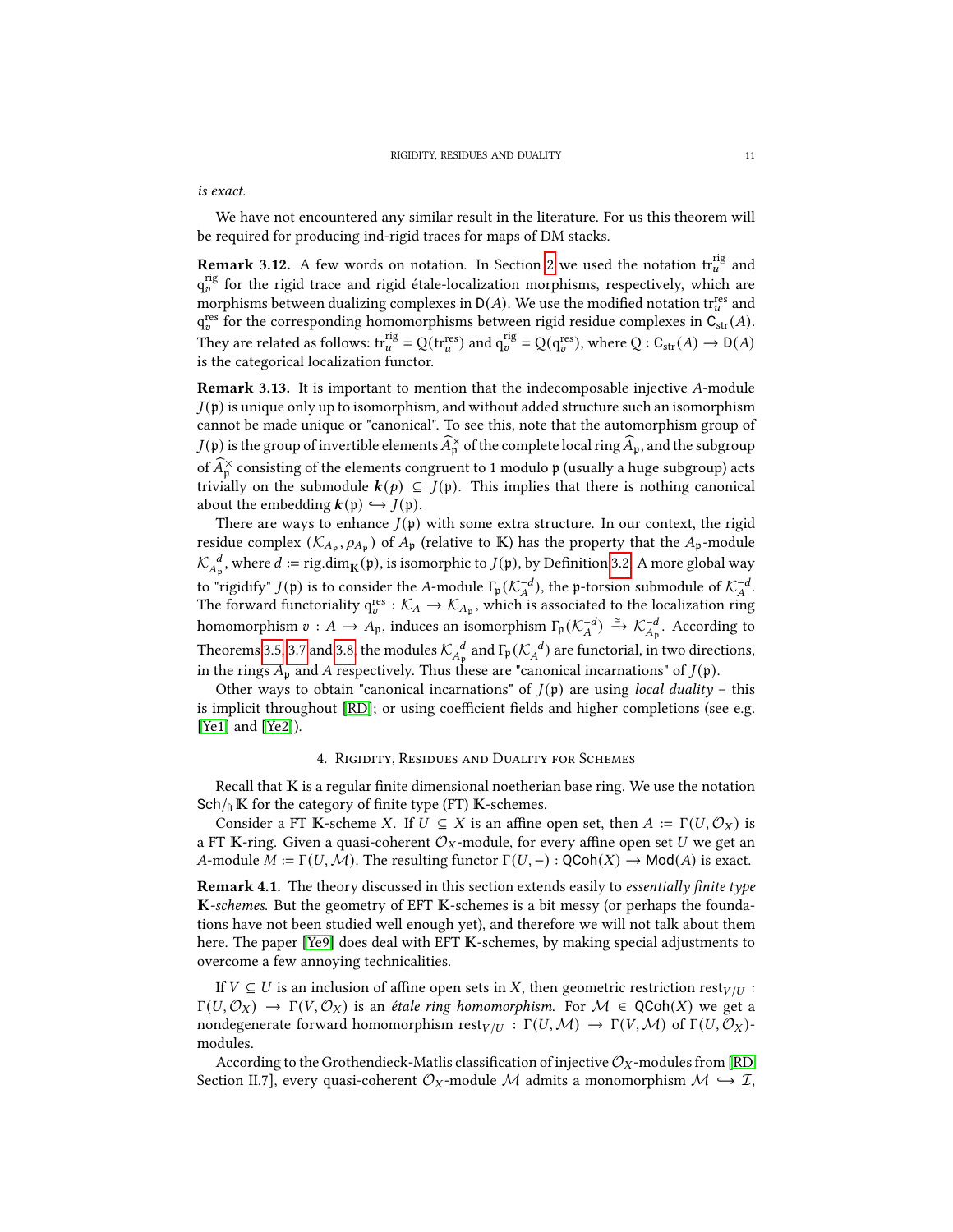*is exact.*

We have not encountered any similar result in the literature. For us this theorem will be required for producing ind-rigid traces for maps of DM stacks.

**Remark 3.12.** A few words on notation. In Section 2 we used the notation $\mathrm{tr}^{\mathrm{rig}}_u$ and $\mathrm{q}^{\mathrm{rig}}_v$ for the rigid trace and rigid étale-localization morphisms, respectively, which are morphisms between dualizing complexes in $\mathsf{D}(A)$. We use the modified notation $\mathrm{tr}^{\mathrm{res}}_u$ and $\mathrm{q}^{\mathrm{res}}_v$ for the corresponding homomorphisms between rigid residue complexes in $\mathsf{C}_{\mathrm{str}}(A)$. They are related as follows: $\mathrm{tr}^{\mathrm{rig}}_u = \mathrm{Q}(\mathrm{tr}^{\mathrm{res}}_u)$ and $\mathrm{q}^{\mathrm{rig}}_v = \mathrm{Q}(\mathrm{q}^{\mathrm{res}}_v)$, where $\mathrm{Q} : \mathsf{C}_{\mathrm{str}}(A) \to \mathsf{D}(A)$ is the categorical localization functor.

**Remark 3.13.** It is important to mention that the indecomposable injective $A$-module $J(\mathfrak{p})$ is unique only up to isomorphism, and without added structure such an isomorphism cannot be made unique or "canonical". To see this, note that the automorphism group of $J(\mathfrak{p})$ is the group of invertible elements $\widehat{A}^{\times}_{\mathfrak{p}}$ of the complete local ring $\widehat{A}_{\mathfrak{p}}$, and the subgroup of $\widehat{A}^{\times}_{\mathfrak{p}}$ consisting of the elements congruent to 1 modulo $\mathfrak{p}$ (usually a huge subgroup) acts trivially on the submodule $\boldsymbol{k}(p) \subseteq J(\mathfrak{p})$. This implies that there is nothing canonical about the embedding $\boldsymbol{k}(\mathfrak{p}) \hookrightarrow J(\mathfrak{p})$.

There are ways to enhance $J(\mathfrak{p})$ with some extra structure. In our context, the rigid residue complex $(\mathcal{K}_{A_\mathfrak{p}}, \rho_{A_\mathfrak{p}})$ of $A_\mathfrak{p}$ (relative to $\mathbb{K}$) has the property that the $A_\mathfrak{p}$-module $\mathcal{K}^{-d}_{A_\mathfrak{p}}$, where $d := \mathrm{rig.dim}_{\mathbb{K}}(\mathfrak{p})$, is isomorphic to $J(\mathfrak{p})$, by Definition 3.2. A more global way to "rigidify" $J(\mathfrak{p})$ is to consider the $A$-module $\Gamma_\mathfrak{p}(\mathcal{K}^{-d}_A)$, the $\mathfrak{p}$-torsion submodule of $\mathcal{K}^{-d}_A$. The forward functoriality $\mathrm{q}^{\mathrm{res}}_v : \mathcal{K}_A \to \mathcal{K}_{A_\mathfrak{p}}$, which is associated to the localization ring homomorphism $v : A \to A_\mathfrak{p}$, induces an isomorphism $\Gamma_\mathfrak{p}(\mathcal{K}^{-d}_A) \xrightarrow{\simeq} \mathcal{K}^{-d}_{A_\mathfrak{p}}$. According to Theorems 3.5, 3.7 and 3.8, the modules $\mathcal{K}^{-d}_{A_\mathfrak{p}}$ and $\Gamma_\mathfrak{p}(\mathcal{K}^{-d}_A)$ are functorial, in two directions, in the rings $A_\mathfrak{p}$ and $A$ respectively. Thus these are "canonical incarnations" of $J(\mathfrak{p})$.

Other ways to obtain "canonical incarnations" of $J(\mathfrak{p})$ are using *local duality* – this is implicit throughout [RD]; or using coefficient fields and higher completions (see e.g. [Ye1] and [Ye2]).

## 4. Rigidity, Residues and Duality for Schemes

Recall that $\mathbb{K}$ is a regular finite dimensional noetherian base ring. We use the notation $\mathsf{Sch}/_{\mathrm{ft}}\mathbb{K}$ for the category of finite type (FT) $\mathbb{K}$-schemes.

Consider a FT $\mathbb{K}$-scheme $X$. If $U \subseteq X$ is an affine open set, then $A := \Gamma(U, \mathcal{O}_X)$ is a FT $\mathbb{K}$-ring. Given a quasi-coherent $\mathcal{O}_X$-module, for every affine open set $U$ we get an $A$-module $M := \Gamma(U, \mathcal{M})$. The resulting functor $\Gamma(U, -) : \mathsf{QCoh}(X) \to \mathsf{Mod}(A)$ is exact.

**Remark 4.1.** The theory discussed in this section extends easily to *essentially finite type* $\mathbb{K}$*-schemes*. But the geometry of EFT $\mathbb{K}$-schemes is a bit messy (or perhaps the foundations have not been studied well enough yet), and therefore we will not talk about them here. The paper [Ye9] does deal with EFT $\mathbb{K}$-schemes, by making special adjustments to overcome a few annoying technicalities.

If $V \subseteq U$ is an inclusion of affine open sets in $X$, then geometric restriction $\mathrm{rest}_{V/U} : \Gamma(U, \mathcal{O}_X) \to \Gamma(V, \mathcal{O}_X)$ is an *étale ring homomorphism*. For $\mathcal{M} \in \mathsf{QCoh}(X)$ we get a nondegenerate forward homomorphism $\mathrm{rest}_{V/U} : \Gamma(U, \mathcal{M}) \to \Gamma(V, \mathcal{M})$ of $\Gamma(U, \mathcal{O}_X)$-modules.

According to the Grothendieck-Matlis classification of injective $\mathcal{O}_X$-modules from [RD, Section II.7], every quasi-coherent $\mathcal{O}_X$-module $\mathcal{M}$ admits a monomorphism $\mathcal{M} \hookrightarrow \mathcal{I}$,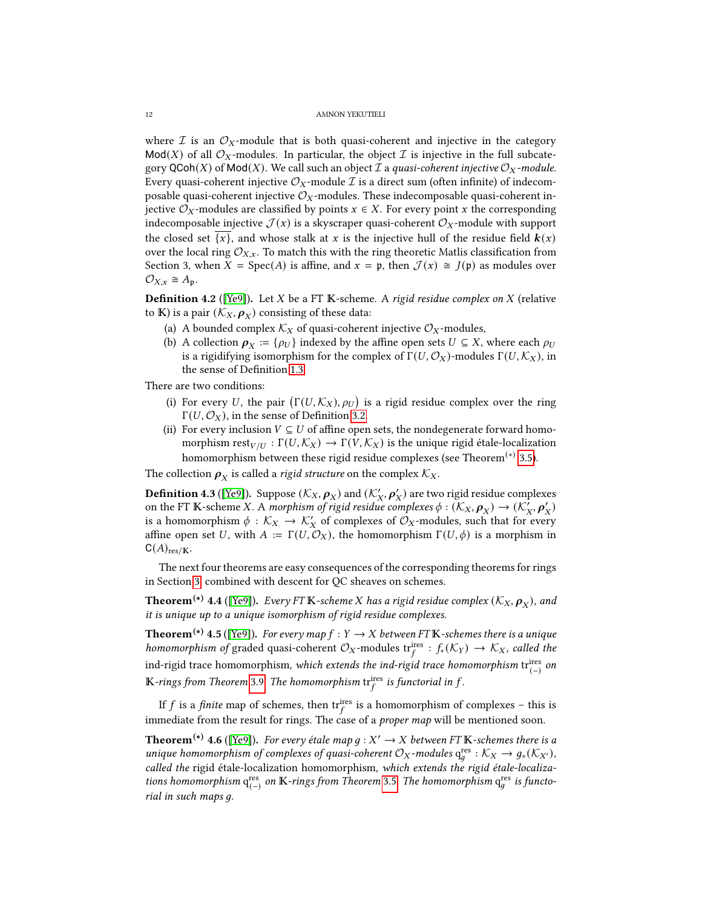where $\mathcal{I}$ is an $\mathcal{O}_X$-module that is both quasi-coherent and injective in the category $\mathsf{Mod}(X)$ of all $\mathcal{O}_X$-modules. In particular, the object $\mathcal{I}$ is injective in the full subcategory $\mathsf{QCoh}(X)$ of $\mathsf{Mod}(X)$. We call such an object $\mathcal{I}$ a *quasi-coherent injective $\mathcal{O}_X$-module*. Every quasi-coherent injective $\mathcal{O}_X$-module $\mathcal{I}$ is a direct sum (often infinite) of indecomposable quasi-coherent injective $\mathcal{O}_X$-modules. These indecomposable quasi-coherent injective $\mathcal{O}_X$-modules are classified by points $x \in X$. For every point $x$ the corresponding indecomposable injective $\mathcal{J}(x)$ is a skyscraper quasi-coherent $\mathcal{O}_X$-module with support the closed set $\overline{\{x\}}$, and whose stalk at $x$ is the injective hull of the residue field $\boldsymbol{k}(x)$ over the local ring $\mathcal{O}_{X,x}$. To match this with the ring theoretic Matlis classification from Section 3, when $X = \operatorname{Spec}(A)$ is affine, and $x = \mathfrak{p}$, then $\mathcal{J}(x) \cong J(\mathfrak{p})$ as modules over $\mathcal{O}_{X,x} \cong A_{\mathfrak{p}}$.

**Definition 4.2** ([Ye9]). Let $X$ be a FT $\mathbb{K}$-scheme. A *rigid residue complex on* $X$ (relative to $\mathbb{K}$) is a pair $(\mathcal{K}_X, \boldsymbol{\rho}_X)$ consisting of these data:

(a) A bounded complex $\mathcal{K}_X$ of quasi-coherent injective $\mathcal{O}_X$-modules,
(b) A collection $\boldsymbol{\rho}_X := \{\rho_U\}$ indexed by the affine open sets $U \subseteq X$, where each $\rho_U$ is a rigidifying isomorphism for the complex of $\Gamma(U, \mathcal{O}_X)$-modules $\Gamma(U, \mathcal{K}_X)$, in the sense of Definition 1.3.

There are two conditions:

(i) For every $U$, the pair $\big(\Gamma(U, \mathcal{K}_X), \rho_U\big)$ is a rigid residue complex over the ring $\Gamma(U, \mathcal{O}_X)$, in the sense of Definition 3.2.
(ii) For every inclusion $V \subseteq U$ of affine open sets, the nondegenerate forward homomorphism $\operatorname{rest}_{V/U} : \Gamma(U, \mathcal{K}_X) \to \Gamma(V, \mathcal{K}_X)$ is the unique rigid étale-localization homomorphism between these rigid residue complexes (see Theorem$^{(*)}$ 3.5).

The collection $\boldsymbol{\rho}_X$ is called a *rigid structure* on the complex $\mathcal{K}_X$.

**Definition 4.3** ([Ye9]). Suppose $(\mathcal{K}_X, \boldsymbol{\rho}_X)$ and $(\mathcal{K}'_X, \boldsymbol{\rho}'_X)$ are two rigid residue complexes on the FT $\mathbb{K}$-scheme $X$. A *morphism of rigid residue complexes* $\phi : (\mathcal{K}_X, \boldsymbol{\rho}_X) \to (\mathcal{K}'_X, \boldsymbol{\rho}'_X)$ is a homomorphism $\phi : \mathcal{K}_X \to \mathcal{K}'_X$ of complexes of $\mathcal{O}_X$-modules, such that for every affine open set $U$, with $A := \Gamma(U, \mathcal{O}_X)$, the homomorphism $\Gamma(U, \phi)$ is a morphism in $\mathsf{C}(A)_{\mathrm{res}/\mathbb{K}}$.

The next four theorems are easy consequences of the corresponding theorems for rings in Section 3, combined with descent for QC sheaves on schemes.

**Theorem$^{(*)}$ 4.4** ([Ye9]). *Every FT $\mathbb{K}$-scheme $X$ has a rigid residue complex $(\mathcal{K}_X, \boldsymbol{\rho}_X)$, and it is unique up to a unique isomorphism of rigid residue complexes.*

**Theorem$^{(*)}$ 4.5** ([Ye9]). *For every map $f : Y \to X$ between FT $\mathbb{K}$-schemes there is a unique homomorphism of* graded quasi-coherent $\mathcal{O}_X$-modules $\operatorname{tr}^{\mathrm{ires}}_f : f_*(\mathcal{K}_Y) \to \mathcal{K}_X$, *called the* ind-rigid trace homomorphism, *which extends the ind-rigid trace homomorphism $\operatorname{tr}^{\mathrm{ires}}_{(-)}$ on $\mathbb{K}$-rings from Theorem 3.9. The homomorphism $\operatorname{tr}^{\mathrm{ires}}_f$ is functorial in $f$.*

If $f$ is a *finite* map of schemes, then $\operatorname{tr}^{\mathrm{ires}}_f$ is a homomorphism of complexes – this is immediate from the result for rings. The case of a *proper map* will be mentioned soon.

**Theorem$^{(*)}$ 4.6** ([Ye9]). *For every étale map $g : X' \to X$ between FT $\mathbb{K}$-schemes there is a unique homomorphism of complexes of quasi-coherent $\mathcal{O}_X$-modules $\mathrm{q}^{\mathrm{res}}_g : \mathcal{K}_X \to g_*(\mathcal{K}_{X'})$, called the* rigid étale-localization homomorphism, *which extends the rigid étale-localizations homomorphism $\mathrm{q}^{\mathrm{res}}_{(-)}$ on $\mathbb{K}$-rings from Theorem 3.5. The homomorphism $\mathrm{q}^{\mathrm{res}}_g$ is functorial in such maps $g$.*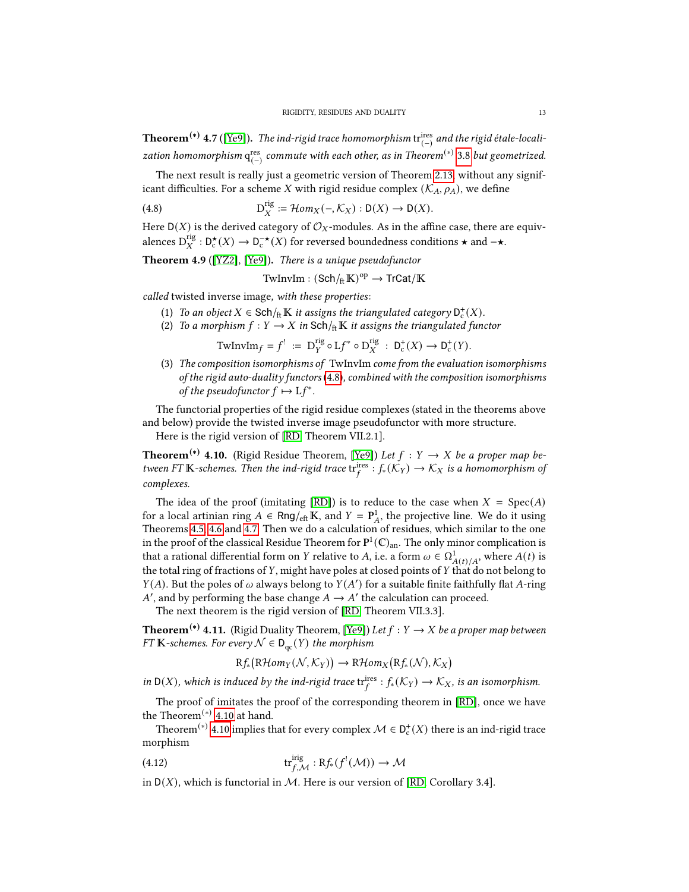**Theorem$^{(*)}$ 4.7** ([Ye9]). *The ind-rigid trace homomorphism* $\operatorname{tr}^{\mathrm{ires}}_{(-)}$ *and the rigid étale-localization homomorphism* $\mathrm{q}^{\mathrm{res}}_{(-)}$ *commute with each other, as in Theorem$^{(*)}$ 3.8 but geometrized.*

The next result is really just a geometric version of Theorem 2.13, without any significant difficulties. For a scheme $X$ with rigid residue complex $(\mathcal{K}_A, \rho_A)$, we define

$$\mathrm{D}^{\mathrm{rig}}_X := \mathcal{H}om_X(-, \mathcal{K}_X) : \mathsf{D}(X) \to \mathsf{D}(X). \tag{4.8}$$

Here $\mathsf{D}(X)$ is the derived category of $\mathcal{O}_X$-modules. As in the affine case, there are equivalences $\mathrm{D}^{\mathrm{rig}}_X : \mathsf{D}^{\star}_{\mathrm{c}}(X) \to \mathsf{D}^{-\star}_{\mathrm{c}}(X)$ for reversed boundedness conditions $\star$ and $-\star$.

**Theorem 4.9** ([YZ2], [Ye9]). *There is a unique pseudofunctor*

$$\operatorname{TwInvIm} : (\mathsf{Sch}/_{\mathrm{ft}}\, \mathbb{K})^{\mathrm{op}} \to \mathsf{TrCat}/\mathbb{K}$$

*called* twisted inverse image*, with these properties*:

1. *To an object $X \in \mathsf{Sch}/_{\mathrm{ft}}\, \mathbb{K}$ it assigns the triangulated category $\mathsf{D}^{+}_{\mathrm{c}}(X)$.*
2. *To a morphism $f : Y \to X$ in $\mathsf{Sch}/_{\mathrm{ft}}\, \mathbb{K}$ it assigns the triangulated functor*
$$\operatorname{TwInvIm}_f = f^{!} := \mathrm{D}^{\mathrm{rig}}_Y \circ \mathrm{L}f^* \circ \mathrm{D}^{\mathrm{rig}}_X : \mathsf{D}^{+}_{\mathrm{c}}(X) \to \mathsf{D}^{+}_{\mathrm{c}}(Y).$$
3. *The composition isomorphisms of* TwInvIm *come from the evaluation isomorphisms of the rigid auto-duality functors (4.8), combined with the composition isomorphisms of the pseudofunctor $f \mapsto \mathrm{L}f^*$.*

The functorial properties of the rigid residue complexes (stated in the theorems above and below) provide the twisted inverse image pseudofunctor with more structure.

Here is the rigid version of [RD, Theorem VII.2.1].

**Theorem$^{(*)}$ 4.10.** (Rigid Residue Theorem, [Ye9]) *Let $f : Y \to X$ be a proper map between FT $\mathbb{K}$-schemes. Then the ind-rigid trace $\operatorname{tr}^{\mathrm{ires}}_f : f_*(\mathcal{K}_Y) \to \mathcal{K}_X$ is a homomorphism of complexes.*

The idea of the proof (imitating [RD]) is to reduce to the case when $X = \operatorname{Spec}(A)$ for a local artinian ring $A \in \mathsf{Rng}/_{\mathrm{eft}}\, \mathbb{K}$, and $Y = \mathbf{P}^1_A$, the projective line. We do it using Theorems 4.5, 4.6 and 4.7. Then we do a calculation of residues, which similar to the one in the proof of the classical Residue Theorem for $\mathbf{P}^1(\mathbb{C})_{\mathrm{an}}$. The only minor complication is that a rational differential form on $Y$ relative to $A$, i.e. a form $\omega \in \Omega^1_{A(t)/A}$, where $A(t)$ is the total ring of fractions of $Y$, might have poles at closed points of $Y$ that do not belong to $Y(A)$. But the poles of $\omega$ always belong to $Y(A')$ for a suitable finite faithfully flat $A$-ring $A'$, and by performing the base change $A \to A'$ the calculation can proceed.

The next theorem is the rigid version of [RD, Theorem VII.3.3].

**Theorem$^{(*)}$ 4.11.** (Rigid Duality Theorem, [Ye9]) *Let $f : Y \to X$ be a proper map between FT $\mathbb{K}$-schemes. For every $\mathcal{N} \in \mathsf{D}_{\mathrm{qc}}(Y)$ the morphism*

$$\mathrm{R}f_*\big(\mathrm{R}\mathcal{H}om_Y(\mathcal{N}, \mathcal{K}_Y)\big) \to \mathrm{R}\mathcal{H}om_X\big(\mathrm{R}f_*(\mathcal{N}), \mathcal{K}_X\big)$$

*in $\mathsf{D}(X)$, which is induced by the ind-rigid trace $\operatorname{tr}^{\mathrm{ires}}_f : f_*(\mathcal{K}_Y) \to \mathcal{K}_X$, is an isomorphism.*

The proof of imitates the proof of the corresponding theorem in [RD], once we have the Theorem$^{(*)}$ 4.10 at hand.

Theorem$^{(*)}$ 4.10 implies that for every complex $\mathcal{M} \in \mathsf{D}^{+}_{\mathrm{c}}(X)$ there is an ind-rigid trace morphism

$$\operatorname{tr}^{\mathrm{irig}}_{f,\mathcal{M}} : \mathrm{R}f_*(f^{!}(\mathcal{M})) \to \mathcal{M} \tag{4.12}$$

in $\mathsf{D}(X)$, which is functorial in $\mathcal{M}$. Here is our version of [RD, Corollary 3.4].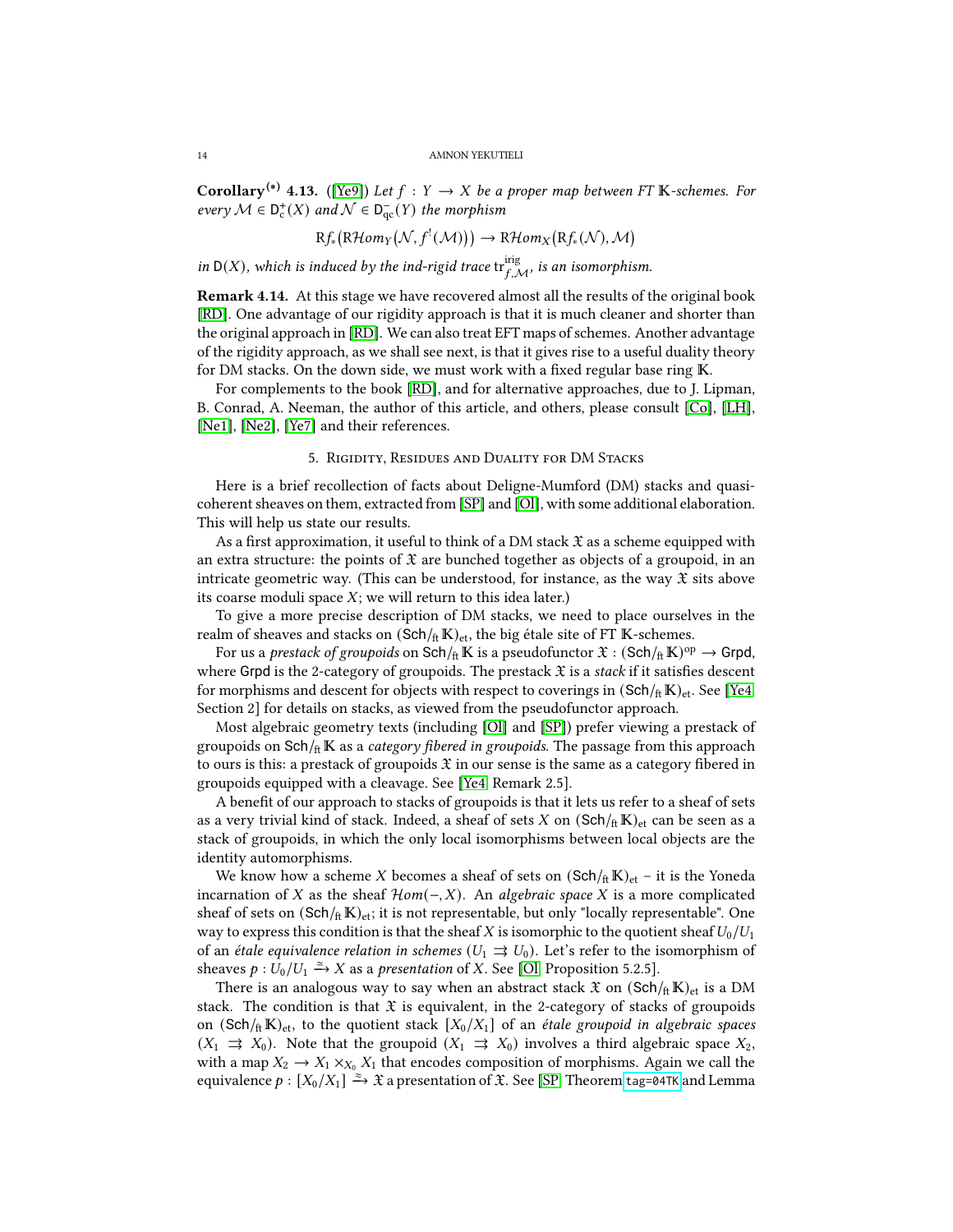**Corollary**$^{(*)}$ **4.13.** ([Ye9]) *Let $f : Y \to X$ be a proper map between FT $\mathbb{K}$-schemes. For every $\mathcal{M} \in \mathsf{D}^{+}_{\mathrm{c}}(X)$ and $\mathcal{N} \in \mathsf{D}^{-}_{\mathrm{qc}}(Y)$ the morphism*

$$\mathrm{R}f_*\big(\mathrm{R}\mathcal{H}om_Y\big(\mathcal{N}, f^!(\mathcal{M})\big)\big) \to \mathrm{R}\mathcal{H}om_X\big(\mathrm{R}f_*(\mathcal{N}), \mathcal{M}\big)$$

*in $\mathsf{D}(X)$, which is induced by the ind-rigid trace $\mathrm{tr}^{\mathrm{irig}}_{f,\mathcal{M}}$, is an isomorphism.*

**Remark 4.14.** At this stage we have recovered almost all the results of the original book [RD]. One advantage of our rigidity approach is that it is much cleaner and shorter than the original approach in [RD]. We can also treat EFT maps of schemes. Another advantage of the rigidity approach, as we shall see next, is that it gives rise to a useful duality theory for DM stacks. On the down side, we must work with a fixed regular base ring $\mathbb{K}$.

For complements to the book [RD], and for alternative approaches, due to J. Lipman, B. Conrad, A. Neeman, the author of this article, and others, please consult [Co], [LH], [Ne1], [Ne2], [Ye7] and their references.

## 5. Rigidity, Residues and Duality for DM Stacks

Here is a brief recollection of facts about Deligne-Mumford (DM) stacks and quasi-coherent sheaves on them, extracted from [SP] and [Ol], with some additional elaboration. This will help us state our results.

As a first approximation, it useful to think of a DM stack $\mathfrak{X}$ as a scheme equipped with an extra structure: the points of $\mathfrak{X}$ are bunched together as objects of a groupoid, in an intricate geometric way. (This can be understood, for instance, as the way $\mathfrak{X}$ sits above its coarse moduli space $X$; we will return to this idea later.)

To give a more precise description of DM stacks, we need to place ourselves in the realm of sheaves and stacks on $(\mathsf{Sch}/_{\mathrm{ft}}\,\mathbb{K})_{\mathrm{et}}$, the big étale site of FT $\mathbb{K}$-schemes.

For us a *prestack of groupoids* on $\mathsf{Sch}/_{\mathrm{ft}}\,\mathbb{K}$ is a pseudofunctor $\mathfrak{X} : (\mathsf{Sch}/_{\mathrm{ft}}\,\mathbb{K})^{\mathrm{op}} \to \mathsf{Grpd}$, where $\mathsf{Grpd}$ is the 2-category of groupoids. The prestack $\mathfrak{X}$ is a *stack* if it satisfies descent for morphisms and descent for objects with respect to coverings in $(\mathsf{Sch}/_{\mathrm{ft}}\,\mathbb{K})_{\mathrm{et}}$. See [Ye4, Section 2] for details on stacks, as viewed from the pseudofunctor approach.

Most algebraic geometry texts (including [Ol] and [SP]) prefer viewing a prestack of groupoids on $\mathsf{Sch}/_{\mathrm{ft}}\,\mathbb{K}$ as a *category fibered in groupoids*. The passage from this approach to ours is this: a prestack of groupoids $\mathfrak{X}$ in our sense is the same as a category fibered in groupoids equipped with a cleavage. See [Ye4, Remark 2.5].

A benefit of our approach to stacks of groupoids is that it lets us refer to a sheaf of sets as a very trivial kind of stack. Indeed, a sheaf of sets $X$ on $(\mathsf{Sch}/_{\mathrm{ft}}\,\mathbb{K})_{\mathrm{et}}$ can be seen as a stack of groupoids, in which the only local isomorphisms between local objects are the identity automorphisms.

We know how a scheme $X$ becomes a sheaf of sets on $(\mathsf{Sch}/_{\mathrm{ft}}\,\mathbb{K})_{\mathrm{et}}$ – it is the Yoneda incarnation of $X$ as the sheaf $\mathcal{H}om(-, X)$. An *algebraic space* $X$ is a more complicated sheaf of sets on $(\mathsf{Sch}/_{\mathrm{ft}}\,\mathbb{K})_{\mathrm{et}}$; it is not representable, but only "locally representable". One way to express this condition is that the sheaf $X$ is isomorphic to the quotient sheaf $U_0/U_1$ of an *étale equivalence relation in schemes* $(U_1 \rightrightarrows U_0)$. Let's refer to the isomorphism of sheaves $p : U_0/U_1 \xrightarrow{\simeq} X$ as a *presentation* of $X$. See [Ol, Proposition 5.2.5].

There is an analogous way to say when an abstract stack $\mathfrak{X}$ on $(\mathsf{Sch}/_{\mathrm{ft}}\,\mathbb{K})_{\mathrm{et}}$ is a DM stack. The condition is that $\mathfrak{X}$ is equivalent, in the 2-category of stacks of groupoids on $(\mathsf{Sch}/_{\mathrm{ft}}\,\mathbb{K})_{\mathrm{et}}$, to the quotient stack $[X_0/X_1]$ of an *étale groupoid in algebraic spaces* $(X_1 \rightrightarrows X_0)$. Note that the groupoid $(X_1 \rightrightarrows X_0)$ involves a third algebraic space $X_2$, with a map $X_2 \to X_1 \times_{X_0} X_1$ that encodes composition of morphisms. Again we call the equivalence $p : [X_0/X_1] \xrightarrow{\simeq} \mathfrak{X}$ a presentation of $\mathfrak{X}$. See [SP, Theorem tag=04TK and Lemma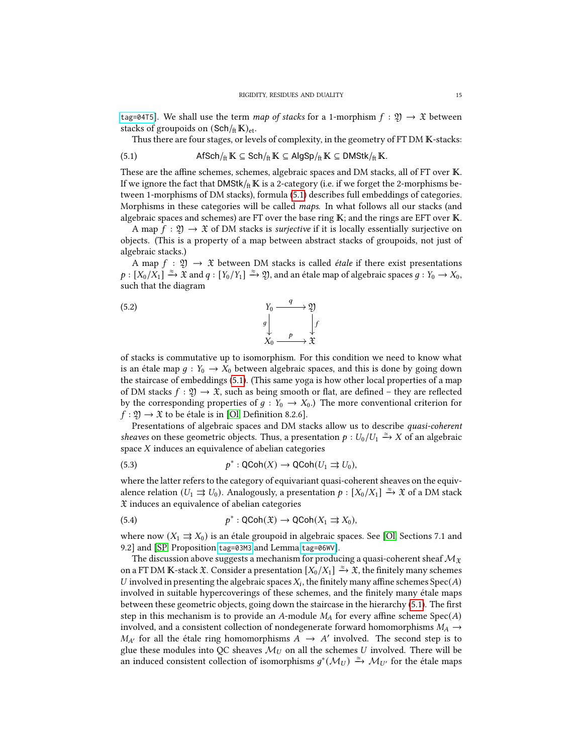tag=04T5]. We shall use the term *map of stacks* for a 1-morphism $f : \mathfrak{Y} \to \mathfrak{X}$ between stacks of groupoids on $(\mathsf{Sch}/_{\mathrm{ft}}\,\mathbb{K})_{\mathrm{et}}$.

Thus there are four stages, or levels of complexity, in the geometry of FT DM $\mathbb{K}$-stacks:

$$\mathsf{AfSch}/_{\mathrm{ft}}\,\mathbb{K} \subseteq \mathsf{Sch}/_{\mathrm{ft}}\,\mathbb{K} \subseteq \mathsf{AlgSp}/_{\mathrm{ft}}\,\mathbb{K} \subseteq \mathsf{DMStk}/_{\mathrm{ft}}\,\mathbb{K}. \tag{5.1}$$

These are the affine schemes, schemes, algebraic spaces and DM stacks, all of FT over $\mathbb{K}$. If we ignore the fact that $\mathsf{DMStk}/_{\mathrm{ft}}\,\mathbb{K}$ is a 2-category (i.e. if we forget the 2-morphisms between 1-morphisms of DM stacks), formula (5.1) describes full embeddings of categories. Morphisms in these categories will be called *maps*. In what follows all our stacks (and algebraic spaces and schemes) are FT over the base ring $\mathbb{K}$; and the rings are EFT over $\mathbb{K}$.

A map $f : \mathfrak{Y} \to \mathfrak{X}$ of DM stacks is *surjective* if it is locally essentially surjective on objects. (This is a property of a map between abstract stacks of groupoids, not just of algebraic stacks.)

A map $f : \mathfrak{Y} \to \mathfrak{X}$ between DM stacks is called *étale* if there exist presentations $p : [X_0/X_1] \xrightarrow{\simeq} \mathfrak{X}$ and $q : [Y_0/Y_1] \xrightarrow{\simeq} \mathfrak{Y}$, and an étale map of algebraic spaces $g : Y_0 \to X_0$, such that the diagram

$$\begin{array}{ccc} Y_0 & \xrightarrow{\;q\;} & \mathfrak{Y} \\ {\scriptstyle g}\downarrow & & \downarrow{\scriptstyle f} \\ X_0 & \xrightarrow{\;p\;} & \mathfrak{X} \end{array} \tag{5.2}$$

of stacks is commutative up to isomorphism. For this condition we need to know what is an étale map $g : Y_0 \to X_0$ between algebraic spaces, and this is done by going down the staircase of embeddings (5.1). (This same yoga is how other local properties of a map of DM stacks $f : \mathfrak{Y} \to \mathfrak{X}$, such as being smooth or flat, are defined – they are reflected by the corresponding properties of $g : Y_0 \to X_0$.) The more conventional criterion for $f : \mathfrak{Y} \to \mathfrak{X}$ to be étale is in [Ol, Definition 8.2.6].

Presentations of algebraic spaces and DM stacks allow us to describe *quasi-coherent sheaves* on these geometric objects. Thus, a presentation $p : U_0/U_1 \xrightarrow{\simeq} X$ of an algebraic space $X$ induces an equivalence of abelian categories

$$p^* : \mathsf{QCoh}(X) \to \mathsf{QCoh}(U_1 \rightrightarrows U_0), \tag{5.3}$$

where the latter refers to the category of equivariant quasi-coherent sheaves on the equivalence relation $(U_1 \rightrightarrows U_0)$. Analogously, a presentation $p : [X_0/X_1] \xrightarrow{\simeq} \mathfrak{X}$ of a DM stack $\mathfrak{X}$ induces an equivalence of abelian categories

$$p^* : \mathsf{QCoh}(\mathfrak{X}) \to \mathsf{QCoh}(X_1 \rightrightarrows X_0), \tag{5.4}$$

where now $(X_1 \rightrightarrows X_0)$ is an étale groupoid in algebraic spaces. See [Ol, Sections 7.1 and 9.2] and [SP, Proposition tag=03M3 and Lemma tag=06WV].

The discussion above suggests a mechanism for producing a quasi-coherent sheaf $\mathcal{M}_{\mathfrak{X}}$ on a FT DM $\mathbb{K}$-stack $\mathfrak{X}$. Consider a presentation $[X_0/X_1] \xrightarrow{\simeq} \mathfrak{X}$, the finitely many schemes $U$ involved in presenting the algebraic spaces $X_i$, the finitely many affine schemes $\operatorname{Spec}(A)$ involved in suitable hypercoverings of these schemes, and the finitely many étale maps between these geometric objects, going down the staircase in the hierarchy (5.1). The first step in this mechanism is to provide an $A$-module $M_A$ for every affine scheme $\operatorname{Spec}(A)$ involved, and a consistent collection of nondegenerate forward homomorphisms $M_A \to M_{A'}$ for all the étale ring homomorphisms $A \to A'$ involved. The second step is to glue these modules into QC sheaves $\mathcal{M}_U$ on all the schemes $U$ involved. There will be an induced consistent collection of isomorphisms $g^*(\mathcal{M}_U) \xrightarrow{\simeq} \mathcal{M}_{U'}$ for the étale maps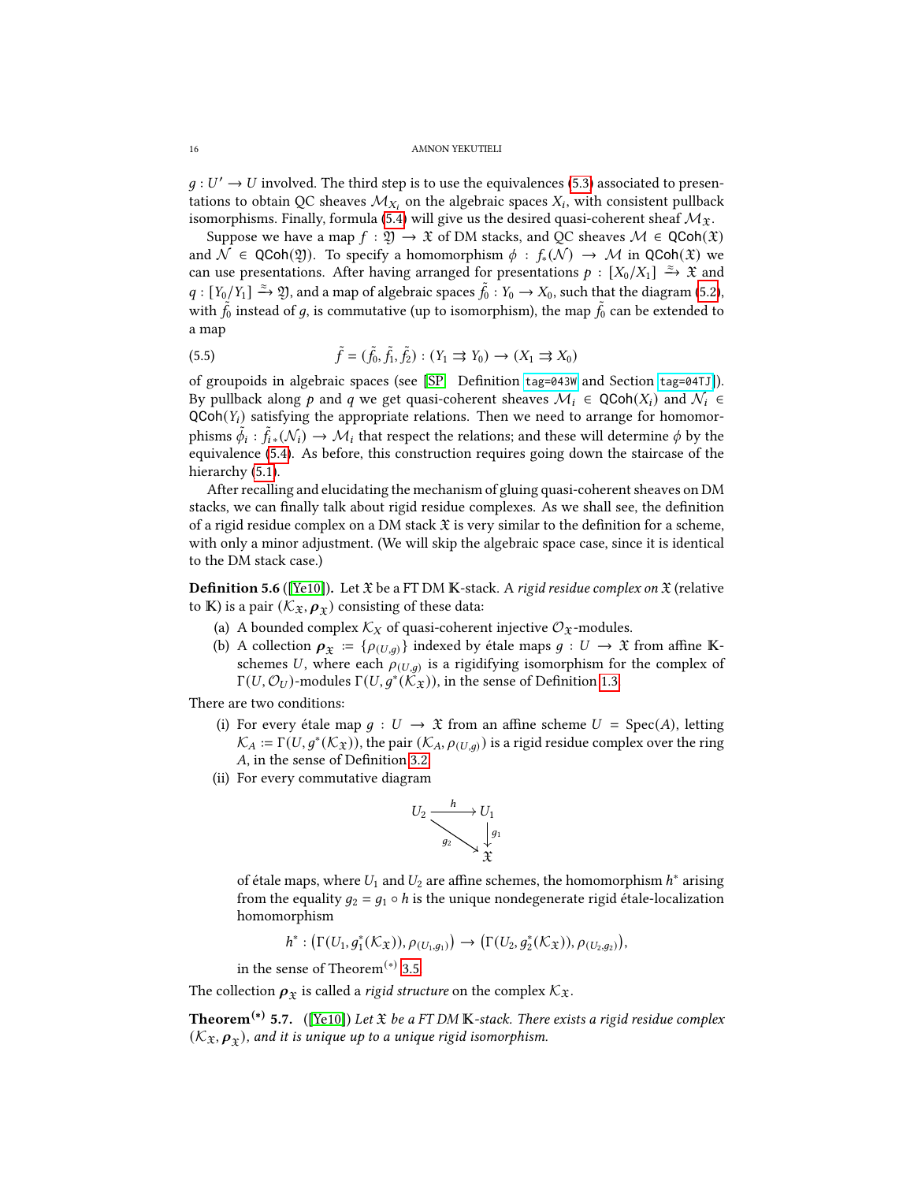$g : U' \to U$ involved. The third step is to use the equivalences (5.3) associated to presentations to obtain QC sheaves $\mathcal{M}_{X_i}$ on the algebraic spaces $X_i$, with consistent pullback isomorphisms. Finally, formula (5.4) will give us the desired quasi-coherent sheaf $\mathcal{M}_{\mathfrak{X}}$.

Suppose we have a map $f : \mathfrak{Y} \to \mathfrak{X}$ of DM stacks, and QC sheaves $\mathcal{M} \in \mathsf{QCoh}(\mathfrak{X})$ and $\mathcal{N} \in \mathsf{QCoh}(\mathfrak{Y})$. To specify a homomorphism $\phi : f_*(\mathcal{N}) \to \mathcal{M}$ in $\mathsf{QCoh}(\mathfrak{X})$ we can use presentations. After having arranged for presentations $p : [X_0/X_1] \xrightarrow{\simeq} \mathfrak{X}$ and $q : [Y_0/Y_1] \xrightarrow{\simeq} \mathfrak{Y}$, and a map of algebraic spaces $\tilde{f}_0 : Y_0 \to X_0$, such that the diagram (5.2), with $\tilde{f}_0$ instead of $g$, is commutative (up to isomorphism), the map $\tilde{f}_0$ can be extended to a map

$$\tilde{f} = (\tilde{f}_0, \tilde{f}_1, \tilde{f}_2) : (Y_1 \rightrightarrows Y_0) \to (X_1 \rightrightarrows X_0) \tag{5.5}$$

of groupoids in algebraic spaces (see [SP, Definition tag=043W and Section tag=04TJ]). By pullback along $p$ and $q$ we get quasi-coherent sheaves $\mathcal{M}_i \in \mathsf{QCoh}(X_i)$ and $\mathcal{N}_i \in \mathsf{QCoh}(Y_i)$ satisfying the appropriate relations. Then we need to arrange for homomorphisms $\tilde{\phi}_i : \tilde{f}_{i*}(\mathcal{N}_i) \to \mathcal{M}_i$ that respect the relations; and these will determine $\phi$ by the equivalence (5.4). As before, this construction requires going down the staircase of the hierarchy (5.1).

After recalling and elucidating the mechanism of gluing quasi-coherent sheaves on DM stacks, we can finally talk about rigid residue complexes. As we shall see, the definition of a rigid residue complex on a DM stack $\mathfrak{X}$ is very similar to the definition for a scheme, with only a minor adjustment. (We will skip the algebraic space case, since it is identical to the DM stack case.)

**Definition 5.6** ([Ye10]). Let $\mathfrak{X}$ be a FT DM $\mathbb{K}$-stack. A *rigid residue complex on* $\mathfrak{X}$ (relative to $\mathbb{K}$) is a pair $(\mathcal{K}_{\mathfrak{X}}, \boldsymbol{\rho}_{\mathfrak{X}})$ consisting of these data:

(a) A bounded complex $\mathcal{K}_X$ of quasi-coherent injective $\mathcal{O}_{\mathfrak{X}}$-modules.
(b) A collection $\boldsymbol{\rho}_{\mathfrak{X}} := \{\rho_{(U,g)}\}$ indexed by étale maps $g : U \to \mathfrak{X}$ from affine $\mathbb{K}$-schemes $U$, where each $\rho_{(U,g)}$ is a rigidifying isomorphism for the complex of $\Gamma(U, \mathcal{O}_U)$-modules $\Gamma(U, g^*(\mathcal{K}_{\mathfrak{X}}))$, in the sense of Definition 1.3.

There are two conditions:

(i) For every étale map $g : U \to \mathfrak{X}$ from an affine scheme $U = \operatorname{Spec}(A)$, letting $\mathcal{K}_A := \Gamma(U, g^*(\mathcal{K}_{\mathfrak{X}}))$, the pair $(\mathcal{K}_A, \rho_{(U,g)})$ is a rigid residue complex over the ring $A$, in the sense of Definition 3.2.
(ii) For every commutative diagram

$$\begin{array}{ccc} U_2 & \xrightarrow{h} & U_1 \\ & \searrow_{g_2} & \downarrow{g_1} \\ & & \mathfrak{X} \end{array}$$

of étale maps, where $U_1$ and $U_2$ are affine schemes, the homomorphism $h^*$ arising from the equality $g_2 = g_1 \circ h$ is the unique nondegenerate rigid étale-localization homomorphism

$$h^* : \big(\Gamma(U_1, g_1^*(\mathcal{K}_{\mathfrak{X}})), \rho_{(U_1,g_1)}\big) \to \big(\Gamma(U_2, g_2^*(\mathcal{K}_{\mathfrak{X}})), \rho_{(U_2,g_2)}\big),$$

in the sense of Theorem(*) 3.5.

The collection $\boldsymbol{\rho}_{\mathfrak{X}}$ is called a *rigid structure* on the complex $\mathcal{K}_{\mathfrak{X}}$.

**Theorem(*) 5.7.** ([Ye10]) *Let $\mathfrak{X}$ be a FT DM $\mathbb{K}$-stack. There exists a rigid residue complex $(\mathcal{K}_{\mathfrak{X}}, \boldsymbol{\rho}_{\mathfrak{X}})$, and it is unique up to a unique rigid isomorphism.*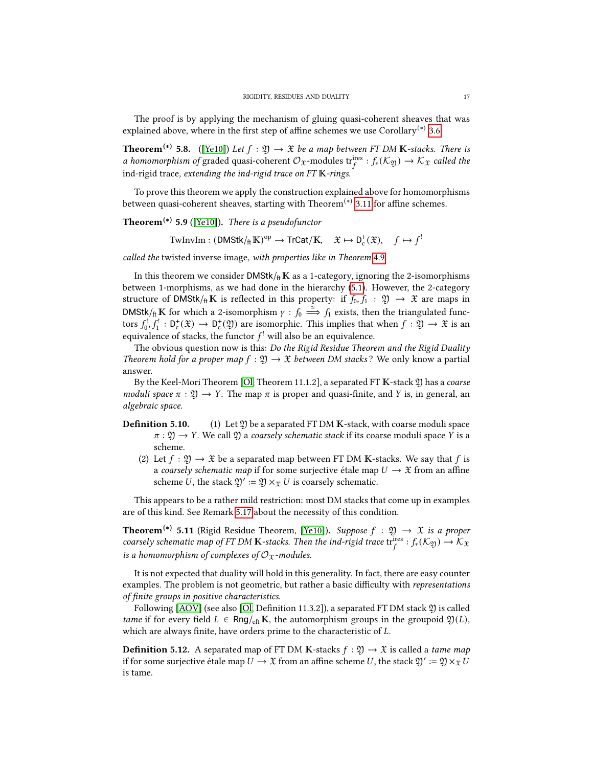The proof is by applying the mechanism of gluing quasi-coherent sheaves that was explained above, where in the first step of affine schemes we use Corollary$^{(*)}$ 3.6.

**Theorem$^{(*)}$ 5.8.** ([Ye10]) *Let $f : \mathfrak{Y} \to \mathfrak{X}$ be a map between FT DM $\mathbb{K}$-stacks. There is a homomorphism of* graded quasi-coherent $\mathcal{O}_{\mathfrak{X}}$-modules $\mathrm{tr}^{\mathrm{ires}}_f : f_*(\mathcal{K}_{\mathfrak{Y}}) \to \mathcal{K}_{\mathfrak{X}}$ *called the* ind-rigid trace*, extending the ind-rigid trace on FT $\mathbb{K}$-rings.*

To prove this theorem we apply the construction explained above for homomorphisms between quasi-coherent sheaves, starting with Theorem$^{(*)}$ 3.11 for affine schemes.

**Theorem$^{(*)}$ 5.9** ([Ye10]). *There is a pseudofunctor*

$$\mathrm{TwInvIm} : (\mathsf{DMStk}/_{\mathrm{ft}}\,\mathbb{K})^{\mathrm{op}} \to \mathsf{TrCat}/\mathbb{K}, \quad \mathfrak{X} \mapsto \mathsf{D}^{+}_{\mathrm{c}}(\mathfrak{X}), \quad f \mapsto f^{!}$$

*called the* twisted inverse image*, with properties like in Theorem 4.9.*

In this theorem we consider $\mathsf{DMStk}/_{\mathrm{ft}}\,\mathbb{K}$ as a 1-category, ignoring the 2-isomorphisms between 1-morphisms, as we had done in the hierarchy (5.1). However, the 2-category structure of $\mathsf{DMStk}/_{\mathrm{ft}}\,\mathbb{K}$ is reflected in this property: if $f_0, f_1 : \mathfrak{Y} \to \mathfrak{X}$ are maps in $\mathsf{DMStk}/_{\mathrm{ft}}\,\mathbb{K}$ for which a 2-isomorphism $\gamma : f_0 \xRightarrow{\simeq} f_1$ exists, then the triangulated functors $f_0^{!}, f_1^{!} : \mathsf{D}^{+}_{\mathrm{c}}(\mathfrak{X}) \to \mathsf{D}^{+}_{\mathrm{c}}(\mathfrak{Y})$ are isomorphic. This implies that when $f : \mathfrak{Y} \to \mathfrak{X}$ is an equivalence of stacks, the functor $f^{!}$ will also be an equivalence.

The obvious question now is this: *Do the Rigid Residue Theorem and the Rigid Duality Theorem hold for a proper map $f : \mathfrak{Y} \to \mathfrak{X}$ between DM stacks?* We only know a partial answer.

By the Keel-Mori Theorem [Ol, Theorem 11.1.2], a separated FT $\mathbb{K}$-stack $\mathfrak{Y}$ has a *coarse moduli space* $\pi : \mathfrak{Y} \to Y$. The map $\pi$ is proper and quasi-finite, and $Y$ is, in general, an *algebraic space*.

**Definition 5.10.**

1. Let $\mathfrak{Y}$ be a separated FT DM $\mathbb{K}$-stack, with coarse moduli space $\pi : \mathfrak{Y} \to Y$. We call $\mathfrak{Y}$ a *coarsely schematic stack* if its coarse moduli space $Y$ is a scheme.
2. Let $f : \mathfrak{Y} \to \mathfrak{X}$ be a separated map between FT DM $\mathbb{K}$-stacks. We say that $f$ is a *coarsely schematic map* if for some surjective étale map $U \to \mathfrak{X}$ from an affine scheme $U$, the stack $\mathfrak{Y}' := \mathfrak{Y} \times_{\mathfrak{X}} U$ is coarsely schematic.

This appears to be a rather mild restriction: most DM stacks that come up in examples are of this kind. See Remark 5.17 about the necessity of this condition.

**Theorem$^{(*)}$ 5.11** (Rigid Residue Theorem, [Ye10]). *Suppose $f : \mathfrak{Y} \to \mathfrak{X}$ is a proper coarsely schematic map of FT DM $\mathbb{K}$-stacks. Then the ind-rigid trace $\mathrm{tr}^{\mathrm{ires}}_f : f_*(\mathcal{K}_{\mathfrak{Y}}) \to \mathcal{K}_{\mathfrak{X}}$ is a homomorphism of complexes of $\mathcal{O}_{\mathfrak{X}}$-modules.*

It is not expected that duality will hold in this generality. In fact, there are easy counter examples. The problem is not geometric, but rather a basic difficulty with *representations of finite groups in positive characteristics*.

Following [AOV] (see also [Ol, Definition 11.3.2]), a separated FT DM stack $\mathfrak{Y}$ is called *tame* if for every field $L \in \mathsf{Rng}/_{\mathrm{eft}}\,\mathbb{K}$, the automorphism groups in the groupoid $\mathfrak{Y}(L)$, which are always finite, have orders prime to the characteristic of $L$.

**Definition 5.12.** A separated map of FT DM $\mathbb{K}$-stacks $f : \mathfrak{Y} \to \mathfrak{X}$ is called a *tame map* if for some surjective étale map $U \to \mathfrak{X}$ from an affine scheme $U$, the stack $\mathfrak{Y}' := \mathfrak{Y} \times_{\mathfrak{X}} U$ is tame.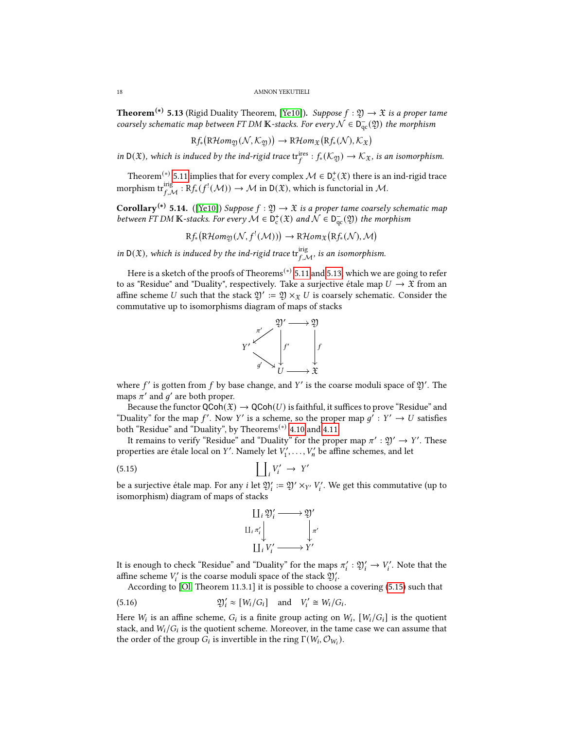**Theorem$^{(*)}$ 5.13** (Rigid Duality Theorem, [Ye10])**.** *Suppose $f : \mathfrak{Y} \to \mathfrak{X}$ is a proper tame coarsely schematic map between FT DM $\mathbb{K}$-stacks. For every $\mathcal{N} \in \mathsf{D}^-_{\mathrm{qc}}(\mathfrak{Y})$ the morphism*

$$\mathrm{R}f_*\big(\mathrm{R}\mathcal{H}om_{\mathfrak{Y}}(\mathcal{N}, \mathcal{K}_{\mathfrak{Y}})\big) \to \mathrm{R}\mathcal{H}om_{\mathfrak{X}}\big(\mathrm{R}f_*(\mathcal{N}), \mathcal{K}_{\mathfrak{X}}\big)$$

*in $\mathsf{D}(\mathfrak{X})$, which is induced by the ind-rigid trace $\mathrm{tr}^{\mathrm{ires}}_f : f_*(\mathcal{K}_{\mathfrak{Y}}) \to \mathcal{K}_{\mathfrak{X}}$, is an isomorphism.*

Theorem$^{(*)}$ 5.11 implies that for every complex $\mathcal{M} \in \mathsf{D}^+_{\mathrm{c}}(\mathfrak{X})$ there is an ind-rigid trace morphism $\mathrm{tr}^{\mathrm{irig}}_{f,\mathcal{M}} : \mathrm{R}f_*(f^!(\mathcal{M})) \to \mathcal{M}$ in $\mathsf{D}(\mathfrak{X})$, which is functorial in $\mathcal{M}$.

**Corollary$^{(*)}$ 5.14.** ([Ye10]) *Suppose $f : \mathfrak{Y} \to \mathfrak{X}$ is a proper tame coarsely schematic map between FT DM $\mathbb{K}$-stacks. For every $\mathcal{M} \in \mathsf{D}^+_{\mathrm{c}}(\mathfrak{X})$ and $\mathcal{N} \in \mathsf{D}^-_{\mathrm{qc}}(\mathfrak{Y})$ the morphism*

$$\mathrm{R}f_*\big(\mathrm{R}\mathcal{H}om_{\mathfrak{Y}}(\mathcal{N}, f^!(\mathcal{M}))\big) \to \mathrm{R}\mathcal{H}om_{\mathfrak{X}}\big(\mathrm{R}f_*(\mathcal{N}), \mathcal{M}\big)$$

*in $\mathsf{D}(\mathfrak{X})$, which is induced by the ind-rigid trace $\mathrm{tr}^{\mathrm{irig}}_{f,\mathcal{M}}$, is an isomorphism.*

Here is a sketch of the proofs of Theorems$^{(*)}$ 5.11 and 5.13, which we are going to refer to as "Residue" and "Duality", respectively. Take a surjective étale map $U \to \mathfrak{X}$ from an affine scheme $U$ such that the stack $\mathfrak{Y}' := \mathfrak{Y} \times_{\mathfrak{X}} U$ is coarsely schematic. Consider the commutative up to isomorphisms diagram of maps of stacks

$$\begin{array}{ccccc} & & \mathfrak{Y}' & \longrightarrow & \mathfrak{Y} \\ & \overset{\pi'}{\swarrow} & & & \\ Y' & & \downarrow f' & & \downarrow f \\ & \underset{g'}{\searrow} & & & \\ & & U & \longrightarrow & \mathfrak{X} \end{array}$$

where $f'$ is gotten from $f$ by base change, and $Y'$ is the coarse moduli space of $\mathfrak{Y}'$. The maps $\pi'$ and $g'$ are both proper.

Because the functor $\mathsf{QCoh}(\mathfrak{X}) \to \mathsf{QCoh}(U)$ is faithful, it suffices to prove "Residue" and "Duality" for the map $f'$. Now $Y'$ is a scheme, so the proper map $g' : Y' \to U$ satisfies both "Residue" and "Duality", by Theorems$^{(*)}$ 4.10 and 4.11.

It remains to verify "Residue" and "Duality" for the proper map $\pi' : \mathfrak{Y}' \to Y'$. These properties are étale local on $Y'$. Namely let $V'_1, \ldots, V'_n$ be affine schemes, and let

$$\textstyle\coprod_i V'_i \ \to\ Y' \tag{5.15}$$

be a surjective étale map. For any $i$ let $\mathfrak{Y}'_i := \mathfrak{Y}' \times_{Y'} V'_i$. We get this commutative (up to isomorphism) diagram of maps of stacks

$$\begin{array}{ccc} \coprod_i \mathfrak{Y}'_i & \longrightarrow & \mathfrak{Y}' \\ {\scriptstyle \coprod_i \pi'_i} \downarrow & & \downarrow {\scriptstyle \pi'} \\ \coprod_i V'_i & \longrightarrow & Y' \end{array}$$

It is enough to check "Residue" and "Duality" for the maps $\pi'_i : \mathfrak{Y}'_i \to V'_i$. Note that the affine scheme $V'_i$ is the coarse moduli space of the stack $\mathfrak{Y}'_i$.

According to [Ol, Theorem 11.3.1] it is possible to choose a covering (5.15) such that

$$\mathfrak{Y}'_i \approx [W_i/G_i] \quad \text{and} \quad V'_i \cong W_i/G_i. \tag{5.16}$$

Here $W_i$ is an affine scheme, $G_i$ is a finite group acting on $W_i$, $[W_i/G_i]$ is the quotient stack, and $W_i/G_i$ is the quotient scheme. Moreover, in the tame case we can assume that the order of the group $G_i$ is invertible in the ring $\Gamma(W_i, \mathcal{O}_{W_i})$.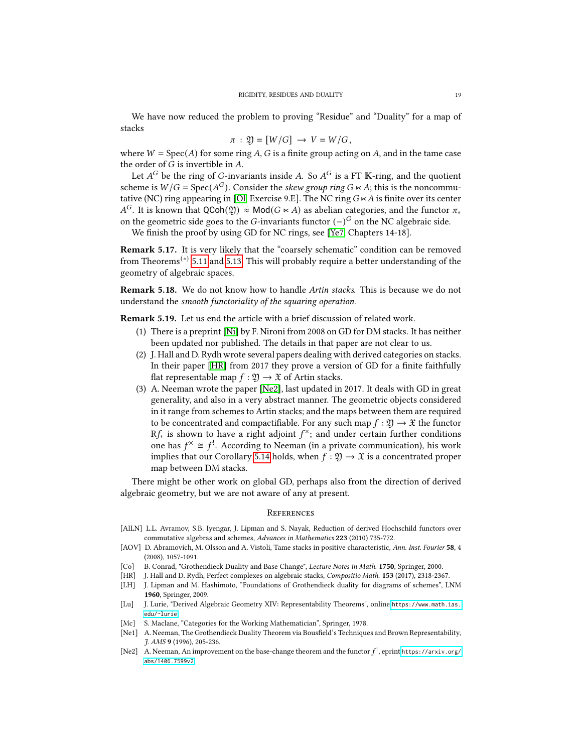We have now reduced the problem to proving "Residue" and "Duality" for a map of stacks

$$\pi : \mathfrak{Y} = [W/G] \to V = W/G,$$

where $W = \operatorname{Spec}(A)$ for some ring $A$, $G$ is a finite group acting on $A$, and in the tame case the order of $G$ is invertible in $A$.

Let $A^G$ be the ring of $G$-invariants inside $A$. So $A^G$ is a FT $\mathbb{K}$-ring, and the quotient scheme is $W/G = \operatorname{Spec}(A^G)$. Consider the *skew group ring* $G \ltimes A$; this is the noncommutative (NC) ring appearing in [Ol, Exercise 9.E]. The NC ring $G \ltimes A$ is finite over its center $A^G$. It is known that $\mathsf{QCoh}(\mathfrak{Y}) \approx \mathsf{Mod}(G \ltimes A)$ as abelian categories, and the functor $\pi_*$ on the geometric side goes to the $G$-invariants functor $(-)^G$ on the NC algebraic side.

We finish the proof by using GD for NC rings, see [Ye7, Chapters 14-18].

**Remark 5.17.** It is very likely that the "coarsely schematic" condition can be removed from Theorems$^{(*)}$ 5.11 and 5.13. This will probably require a better understanding of the geometry of algebraic spaces.

**Remark 5.18.** We do not know how to handle *Artin stacks*. This is because we do not understand the *smooth functoriality of the squaring operation.*

**Remark 5.19.** Let us end the article with a brief discussion of related work.

1. There is a preprint [Ni] by F. Nironi from 2008 on GD for DM stacks. It has neither been updated nor published. The details in that paper are not clear to us.
2. J. Hall and D. Rydh wrote several papers dealing with derived categories on stacks. In their paper [HR] from 2017 they prove a version of GD for a finite faithfully flat representable map $f : \mathfrak{Y} \to \mathfrak{X}$ of Artin stacks.
3. A. Neeman wrote the paper [Ne2], last updated in 2017. It deals with GD in great generality, and also in a very abstract manner. The geometric objects considered in it range from schemes to Artin stacks; and the maps between them are required to be concentrated and compactifiable. For any such map $f : \mathfrak{Y} \to \mathfrak{X}$ the functor $\mathrm{R}f_*$ is shown to have a right adjoint $f^{\times}$; and under certain further conditions one has $f^{\times} \cong f^{!}$. According to Neeman (in a private communication), his work implies that our Corollary 5.14 holds, when $f : \mathfrak{Y} \to \mathfrak{X}$ is a concentrated proper map between DM stacks.

There might be other work on global GD, perhaps also from the direction of derived algebraic geometry, but we are not aware of any at present.

## References

- [AILN] L.L. Avramov, S.B. Iyengar, J. Lipman and S. Nayak, Reduction of derived Hochschild functors over commutative algebras and schemes, *Advances in Mathematics* **223** (2010) 735-772.
- [AOV] D. Abramovich, M. Olsson and A. Vistoli, Tame stacks in positive characteristic, *Ann. Inst. Fourier* **58**, 4 (2008), 1057-1091.
- [Co] B. Conrad, "Grothendieck Duality and Base Change", *Lecture Notes in Math.* **1750**, Springer, 2000.
- [HR] J. Hall and D. Rydh, Perfect complexes on algebraic stacks, *Compositio Math.* **153** (2017), 2318-2367.
- [LH] J. Lipman and M. Hashimoto, "Foundations of Grothendieck duality for diagrams of schemes", LNM **1960**, Springer, 2009.
- [Lu] J. Lurie, "Derived Algebraic Geometry XIV: Representability Theorems", online https://www.math.ias.edu/~lurie
- [Mc] S. Maclane, "Categories for the Working Mathematician", Springer, 1978.
- [Ne1] A. Neeman, The Grothendieck Duality Theorem via Bousfield's Techniques and Brown Representability, *J. AMS* **9** (1996), 205-236.
- [Ne2] A. Neeman, An improvement on the base-change theorem and the functor $f^!$, eprint https://arxiv.org/abs/1406.7599v2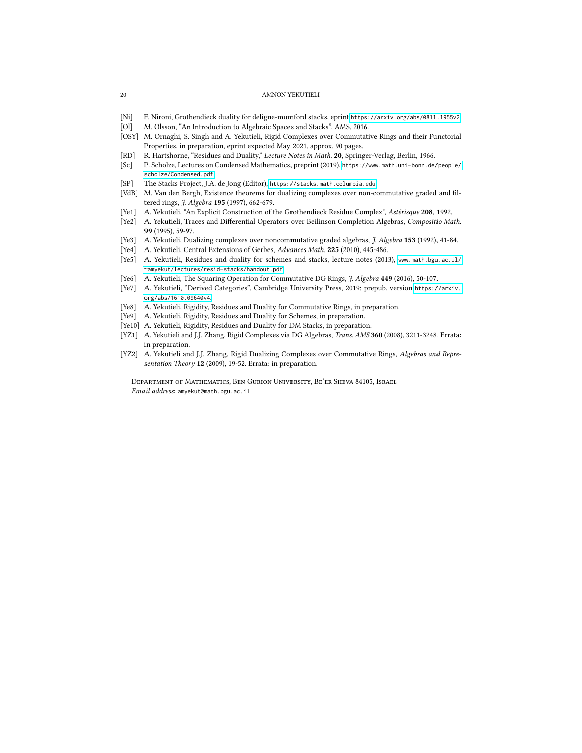[Ni] F. Nironi, Grothendieck duality for deligne-mumford stacks, eprint https://arxiv.org/abs/0811.1955v2.

[Ol] M. Olsson, "An Introduction to Algebraic Spaces and Stacks", AMS, 2016.

[OSY] M. Ornaghi, S. Singh and A. Yekutieli, Rigid Complexes over Commutative Rings and their Functorial Properties, in preparation, eprint expected May 2021, approx. 90 pages.

[RD] R. Hartshorne, "Residues and Duality," *Lecture Notes in Math.* **20**, Springer-Verlag, Berlin, 1966.

[Sc] P. Scholze, Lectures on Condensed Mathematics, preprint (2019), https://www.math.uni-bonn.de/people/scholze/Condensed.pdf.

[SP] The Stacks Project, J.A. de Jong (Editor), https://stacks.math.columbia.edu.

[VdB] M. Van den Bergh, Existence theorems for dualizing complexes over non-commutative graded and filtered rings, *J. Algebra* **195** (1997), 662-679.

[Ye1] A. Yekutieli, "An Explicit Construction of the Grothendieck Residue Complex", *Astérisque* **208**, 1992,

[Ye2] A. Yekutieli, Traces and Differential Operators over Beilinson Completion Algebras, *Compositio Math.* **99** (1995), 59-97.

[Ye3] A. Yekutieli, Dualizing complexes over noncommutative graded algebras, *J. Algebra* **153** (1992), 41-84.

[Ye4] A. Yekutieli, Central Extensions of Gerbes, *Advances Math.* **225** (2010), 445-486.

[Ye5] A. Yekutieli, Residues and duality for schemes and stacks, lecture notes (2013), www.math.bgu.ac.il/~amyekut/lectures/resid-stacks/handout.pdf.

[Ye6] A. Yekutieli, The Squaring Operation for Commutative DG Rings, *J. Algebra* **449** (2016), 50-107.

[Ye7] A. Yekutieli, "Derived Categories", Cambridge University Press, 2019; prepub. version https://arxiv.org/abs/1610.09640v4.

[Ye8] A. Yekutieli, Rigidity, Residues and Duality for Commutative Rings, in preparation.

[Ye9] A. Yekutieli, Rigidity, Residues and Duality for Schemes, in preparation.

[Ye10] A. Yekutieli, Rigidity, Residues and Duality for DM Stacks, in preparation.

[YZ1] A. Yekutieli and J.J. Zhang, Rigid Complexes via DG Algebras, *Trans. AMS* **360** (2008), 3211-3248. Errata: in preparation.

[YZ2] A. Yekutieli and J.J. Zhang, Rigid Dualizing Complexes over Commutative Rings, *Algebras and Representation Theory* **12** (2009), 19-52. Errata: in preparation.

Department of Mathematics, Ben Gurion University, Be'er Sheva 84105, Israel

*Email address*: amyekut@math.bgu.ac.il